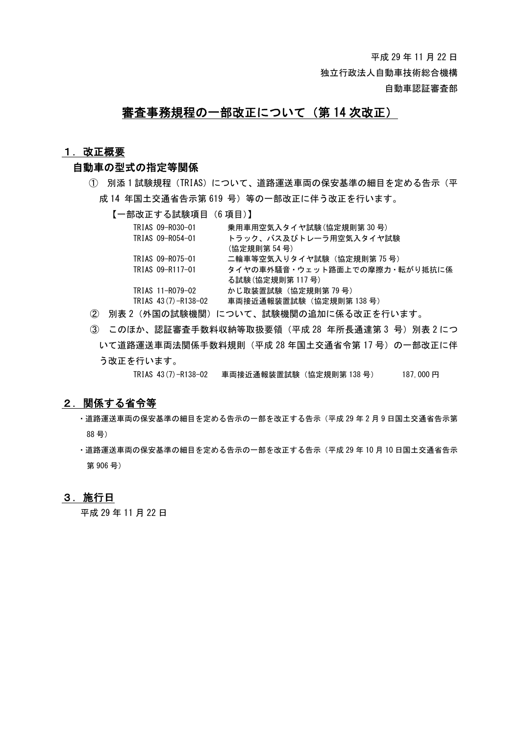平成 29 年 11 月 22 日

独立行政法人自動車技術総合機構

自動車認証審査部

# 審査事務規程の一部改正について（第 14 次改正）

## 1．改正概要

### 自動車の型式の指定等関係

① 別添 1 試験規程（TRIAS）について、道路運送車両の保安基準の細目を定める告示（平成 14 年国土交通省告示第 619 号）等の一部改正に伴う改正を行います。

【一部改正する試験項目（6 項目)】

| | |
|---|---|
| TRIAS 09-R030-01 | 乗用車用空気入タイヤ試験(協定規則第 30 号) |
| TRIAS 09-R054-01 | トラック、バス及びトレーラ用空気入タイヤ試験(協定規則第 54 号) |
| TRIAS 09-R075-01 | 二輪車等空気入りタイヤ試験（協定規則第 75 号） |
| TRIAS 09-R117-01 | タイヤの車外騒音・ウェット路面上での摩擦力・転がり抵抗に係る試験(協定規則第 117 号) |
| TRIAS 11-R079-02 | かじ取装置試験（協定規則第 79 号） |
| TRIAS 43(7)-R138-02 | 車両接近通報装置試験（協定規則第 138 号） |

② 別表 2（外国の試験機関）について、試験機関の追加に係る改正を行います。

③ このほか、認証審査手数料収納等取扱要領（平成 28 年所長通達第 3 号）別表 2 について道路運送車両法関係手数料規則（平成 28 年国土交通省令第 17 号）の一部改正に伴う改正を行います。

TRIAS 43(7)-R138-02　車両接近通報装置試験（協定規則第 138 号）　187,000 円

## 2．関係する省令等

・道路運送車両の保安基準の細目を定める告示の一部を改正する告示（平成 29 年 2 月 9 日国土交通省告示第 88 号）

・道路運送車両の保安基準の細目を定める告示の一部を改正する告示（平成 29 年 10 月 10 日国土交通省告示第 906 号）

## 3．施行日

平成 29 年 11 月 22 日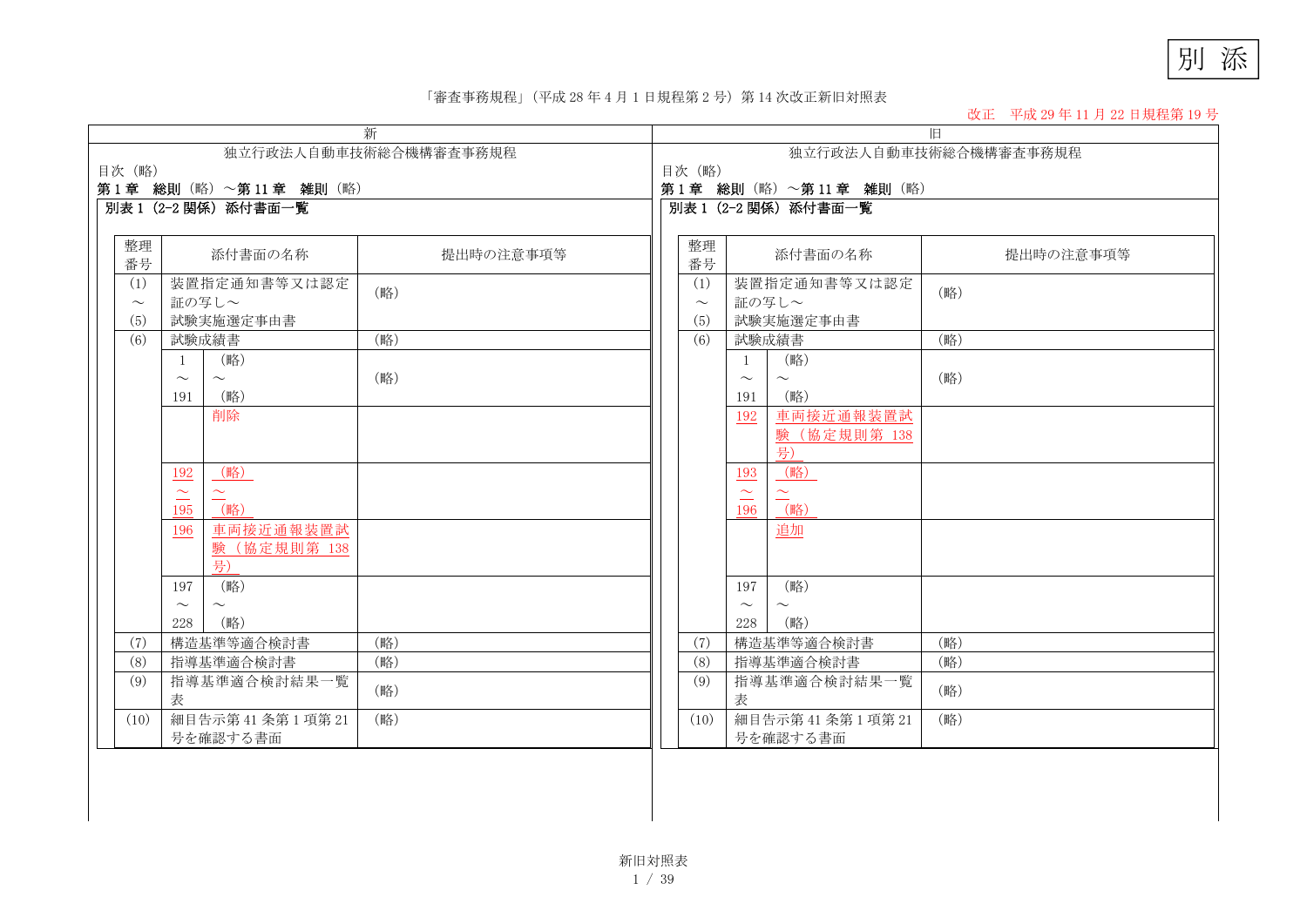別 添

「審査事務規程」（平成 28 年 4 月 1 日規程第 2 号）第 14 次改正新旧対照表

改正　平成 29 年 11 月 22 日規程第 19 号

## 新

独立行政法人自動車技術総合機構審査事務規程

目次（略）

**第 1 章　総則**（略）～**第 11 章　雑則**（略）

**別表 1（2-2 関係）添付書面一覧**

| 整理番号 | 添付書面の名称 | | 提出時の注意事項等 |
|---|---|---|---|
| (1)～(5) | 装置指定通知書等又は認定証の写し～試験実施選定事由書 | | (略) |
| (6) | 試験成績書 | | (略) |
| | 1～191 | (略)～(略) | (略) |
| | | 削除 | |
| | 192～195 | (略)～(略) | |
| | 196 | 車両接近通報装置試験（協定規則第 138 号） | |
| | 197～228 | (略)～(略) | |
| (7) | 構造基準等適合検討書 | | (略) |
| (8) | 指導基準適合検討書 | | (略) |
| (9) | 指導基準適合検討結果一覧表 | | (略) |
| (10) | 細目告示第 41 条第 1 項第 21 号を確認する書面 | | (略) |

## 旧

独立行政法人自動車技術総合機構審査事務規程

目次（略）

**第 1 章　総則**（略）～**第 11 章　雑則**（略）

**別表 1（2-2 関係）添付書面一覧**

| 整理番号 | 添付書面の名称 | | 提出時の注意事項等 |
|---|---|---|---|
| (1)～(5) | 装置指定通知書等又は認定証の写し～試験実施選定事由書 | | (略) |
| (6) | 試験成績書 | | (略) |
| | 1～191 | (略)～(略) | (略) |
| | 192 | 車両接近通報装置試験（協定規則第 138 号） | |
| | 193～196 | (略)～(略) | |
| | | 追加 | |
| | 197～228 | (略)～(略) | |
| (7) | 構造基準等適合検討書 | | (略) |
| (8) | 指導基準適合検討書 | | (略) |
| (9) | 指導基準適合検討結果一覧表 | | (略) |
| (10) | 細目告示第 41 条第 1 項第 21 号を確認する書面 | | (略) |

新旧対照表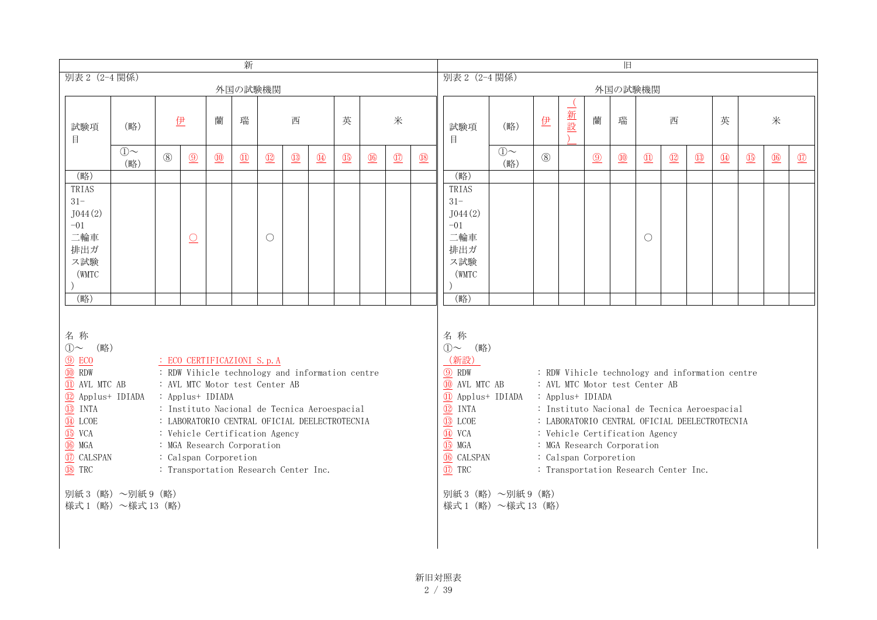| 新 | 旧 |
|---|---|

## 新

別表２（2-4 関係）

外国の試験機関

| 試験項目 | (略) | 伊 | | 蘭 | 瑞 | 西 | | | 英 | 米 | | |
|---|---|---|---|---|---|---|---|---|---|---|---|---|
| | ①～(略) | ⑧ | ⑨ | ⑩ | ⑪ | ⑫ | ⑬ | ⑭ | ⑮ | ⑯ | ⑰ | ⑱ |
| (略) | | | | | | | | | | | | |
| TRIAS 31-J044(2)-01 二輪車排出ガス試験（WMTC） | | | ○ | | | ○ | | | | | | |
| (略) | | | | | | | | | | | | |

名 称

①～ (略)

⑨ ECO : ECO CERTIFICAZIONI S.p.A

⑩ RDW : RDW Vihicle technology and information centre

⑪ AVL MTC AB : AVL MTC Motor test Center AB

⑫ Applus+ IDIADA : Applus+ IDIADA

⑬ INTA : Instituto Nacional de Tecnica Aeroespacial

⑭ LCOE : LABORATORIO CENTRAL OFICIAL DEELECTROTECNIA

⑮ VCA : Vehicle Certification Agency

⑯ MGA : MGA Research Corporation

⑰ CALSPAN : Calspan Corporetion

⑱ TRC : Transportation Research Center Inc.

別紙３（略）～別紙９（略）

様式１（略）～様式 13（略）

## 旧

別表２（2-4 関係）

外国の試験機関

| 試験項目 | (略) | 伊 | (新設) | 蘭 | 瑞 | 西 | | | 英 | 米 | | |
|---|---|---|---|---|---|---|---|---|---|---|---|---|
| | ①～(略) | ⑧ | | ⑨ | ⑩ | ⑪ | ⑫ | ⑬ | ⑭ | ⑮ | ⑯ | ⑰ |
| (略) | | | | | | | | | | | | |
| TRIAS 31-J044(2)-01 二輪車排出ガス試験（WMTC） | | | | | | ○ | | | | | | |
| (略) | | | | | | | | | | | | |

名 称

①～ (略)

(新設)

⑨ RDW : RDW Vihicle technology and information centre

⑩ AVL MTC AB : AVL MTC Motor test Center AB

⑪ Applus+ IDIADA : Applus+ IDIADA

⑫ INTA : Instituto Nacional de Tecnica Aeroespacial

⑬ LCOE : LABORATORIO CENTRAL OFICIAL DEELECTROTECNIA

⑭ VCA : Vehicle Certification Agency

⑮ MGA : MGA Research Corporation

⑯ CALSPAN : Calspan Corporetion

⑰ TRC : Transportation Research Center Inc.

別紙３（略）～別紙９（略）

様式１（略）～様式 13（略）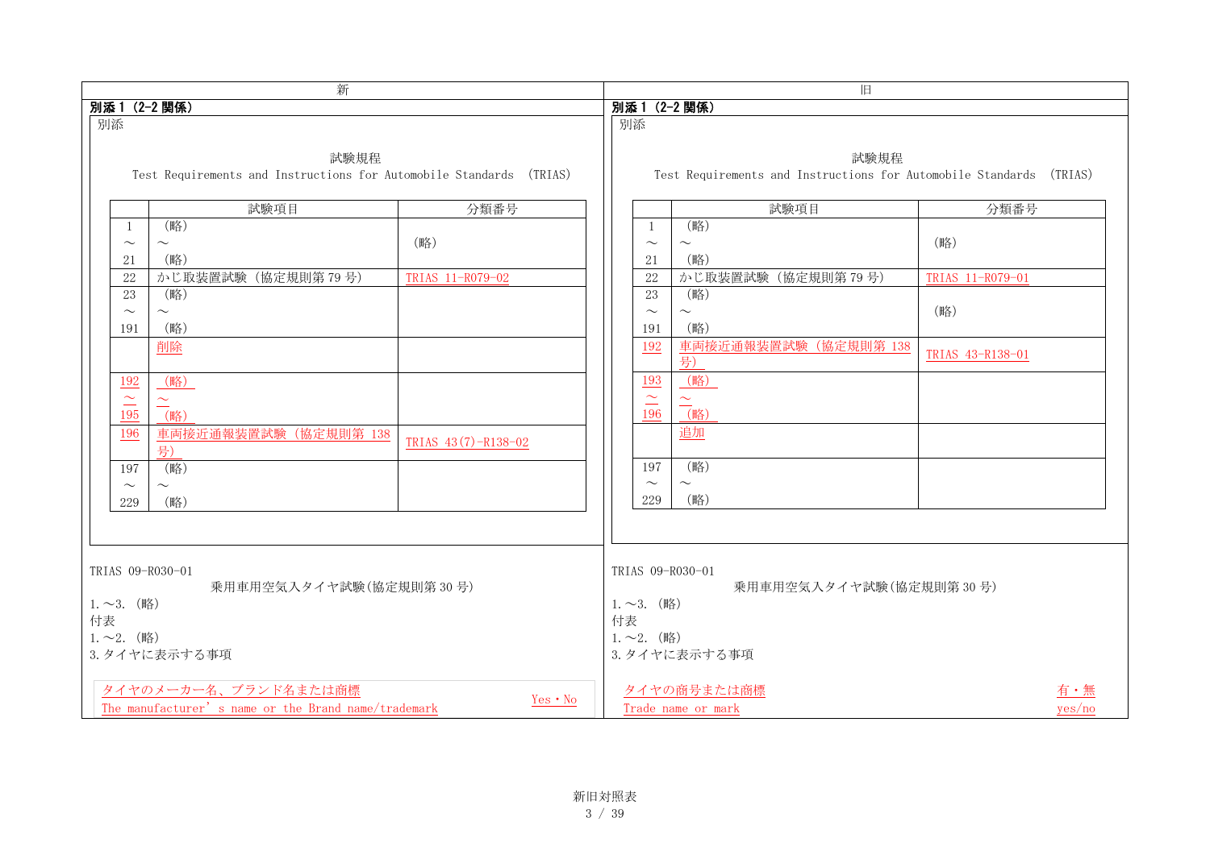| 新 | 旧 |
|---|---|
| **別添１（2-2 関係）** | **別添１（2-2 関係）** |

## 新

別添

試験規程

Test Requirements and Instructions for Automobile Standards （TRIAS)

| | 試験項目 | 分類番号 |
|---|---|---|
| 1<br>～<br>21 | （略）<br>～<br>（略） | （略） |
| 22 | かじ取装置試験（協定規則第 79 号） | TRIAS 11-R079-02 |
| 23<br>～<br>191 | （略）<br>～<br>（略） | |
| | 削除 | |
| 192<br>～<br>195 | （略）<br>～<br>（略） | |
| 196 | 車両接近通報装置試験（協定規則第 138 号） | TRIAS 43(7)-R138-02 |
| 197<br>～<br>229 | （略）<br>～<br>（略） | |

TRIAS 09-R030-01

乗用車用空気入タイヤ試験(協定規則第 30 号)

1.～3.（略）

付表

1.～2.（略）

3.タイヤに表示する事項

| タイヤのメーカー名、ブランド名または商標<br>The manufacturer' s name or the Brand name/trademark | Yes・No |
|---|---|

## 旧

別添

試験規程

Test Requirements and Instructions for Automobile Standards （TRIAS)

| | 試験項目 | 分類番号 |
|---|---|---|
| 1<br>～<br>21 | （略）<br>～<br>（略） | （略） |
| 22 | かじ取装置試験（協定規則第 79 号） | TRIAS 11-R079-01 |
| 23<br>～<br>191 | （略）<br>～<br>（略） | （略） |
| 192 | 車両接近通報装置試験（協定規則第 138 号） | TRIAS 43-R138-01 |
| 193<br>～<br>196 | （略）<br>～<br>（略） | |
| | 追加 | |
| 197<br>～<br>229 | （略）<br>～<br>（略） | |

TRIAS 09-R030-01

乗用車用空気入タイヤ試験(協定規則第 30 号)

1.～3.（略）

付表

1.～2.（略）

3.タイヤに表示する事項

| タイヤの商号または商標<br>Trade name or mark | 有・無<br>yes/no |
|---|---|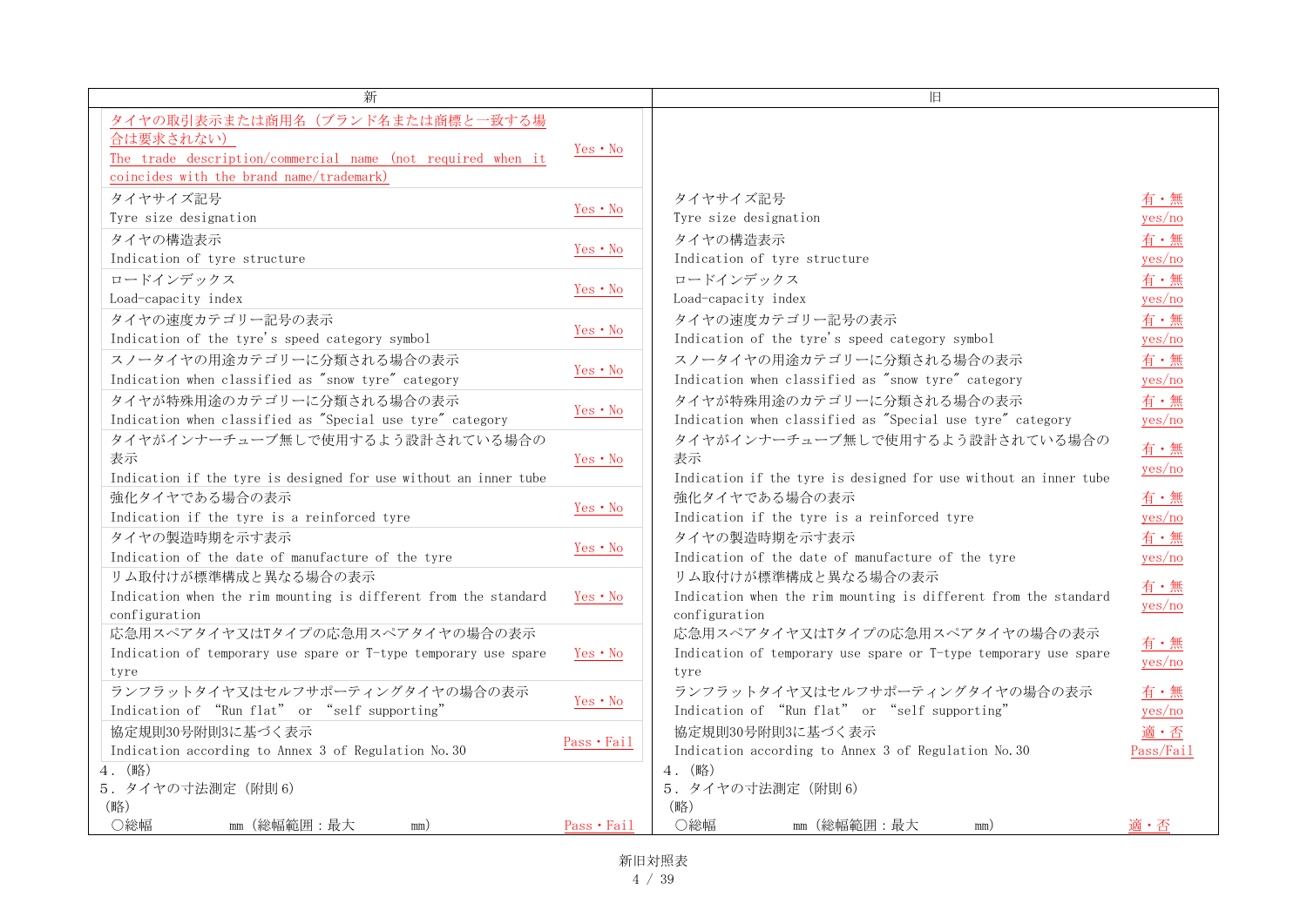| 新 | 旧 |
|---|---|
| タイヤの取引表示または商用名（ブランド名または商標と一致する場合は要求されない） The trade description/commercial name (not required when it coincides with the brand name/trademark) Yes・No | |
| タイヤサイズ記号 Tyre size designation Yes・No | タイヤサイズ記号 Tyre size designation 有・無 yes/no |
| タイヤの構造表示 Indication of tyre structure Yes・No | タイヤの構造表示 Indication of tyre structure 有・無 yes/no |
| ロードインデックス Load-capacity index Yes・No | ロードインデックス Load-capacity index 有・無 yes/no |
| タイヤの速度カテゴリー記号の表示 Indication of the tyre's speed category symbol Yes・No | タイヤの速度カテゴリー記号の表示 Indication of the tyre's speed category symbol 有・無 yes/no |
| スノータイヤの用途カテゴリーに分類される場合の表示 Indication when classified as "snow tyre" category Yes・No | スノータイヤの用途カテゴリーに分類される場合の表示 Indication when classified as "snow tyre" category 有・無 yes/no |
| タイヤが特殊用途のカテゴリーに分類される場合の表示 Indication when classified as "Special use tyre" category Yes・No | タイヤが特殊用途のカテゴリーに分類される場合の表示 Indication when classified as "Special use tyre" category 有・無 yes/no |
| タイヤがインナーチューブ無しで使用するよう設計されている場合の表示 Indication if the tyre is designed for use without an inner tube Yes・No | タイヤがインナーチューブ無しで使用するよう設計されている場合の表示 Indication if the tyre is designed for use without an inner tube 有・無 yes/no |
| 強化タイヤである場合の表示 Indication if the tyre is a reinforced tyre Yes・No | 強化タイヤである場合の表示 Indication if the tyre is a reinforced tyre 有・無 yes/no |
| タイヤの製造時期を示す表示 Indication of the date of manufacture of the tyre Yes・No | タイヤの製造時期を示す表示 Indication of the date of manufacture of the tyre 有・無 yes/no |
| リム取付けが標準構成と異なる場合の表示 Indication when the rim mounting is different from the standard configuration Yes・No | リム取付けが標準構成と異なる場合の表示 Indication when the rim mounting is different from the standard configuration 有・無 yes/no |
| 応急用スペアタイヤ又はTタイプの応急用スペアタイヤの場合の表示 Indication of temporary use spare or T-type temporary use spare tyre Yes・No | 応急用スペアタイヤ又はTタイプの応急用スペアタイヤの場合の表示 Indication of temporary use spare or T-type temporary use spare tyre 有・無 yes/no |
| ランフラットタイヤ又はセルフサポーティングタイヤの場合の表示 Indication of "Run flat" or "self supporting" Yes・No | ランフラットタイヤ又はセルフサポーティングタイヤの場合の表示 Indication of "Run flat" or "self supporting" 有・無 yes/no |
| 協定規則30号附則3に基づく表示 Indication according to Annex 3 of Regulation No.30 Pass・Fail | 協定規則30号附則3に基づく表示 Indication according to Annex 3 of Regulation No.30 適・否 Pass/Fail |
| 4．（略） | 4．（略） |
| 5．タイヤの寸法測定（附則6） | 5．タイヤの寸法測定（附則6） |
| （略） | （略） |
| ○総幅 mm（総幅範囲：最大 mm） Pass・Fail | ○総幅 mm（総幅範囲：最大 mm） 適・否 |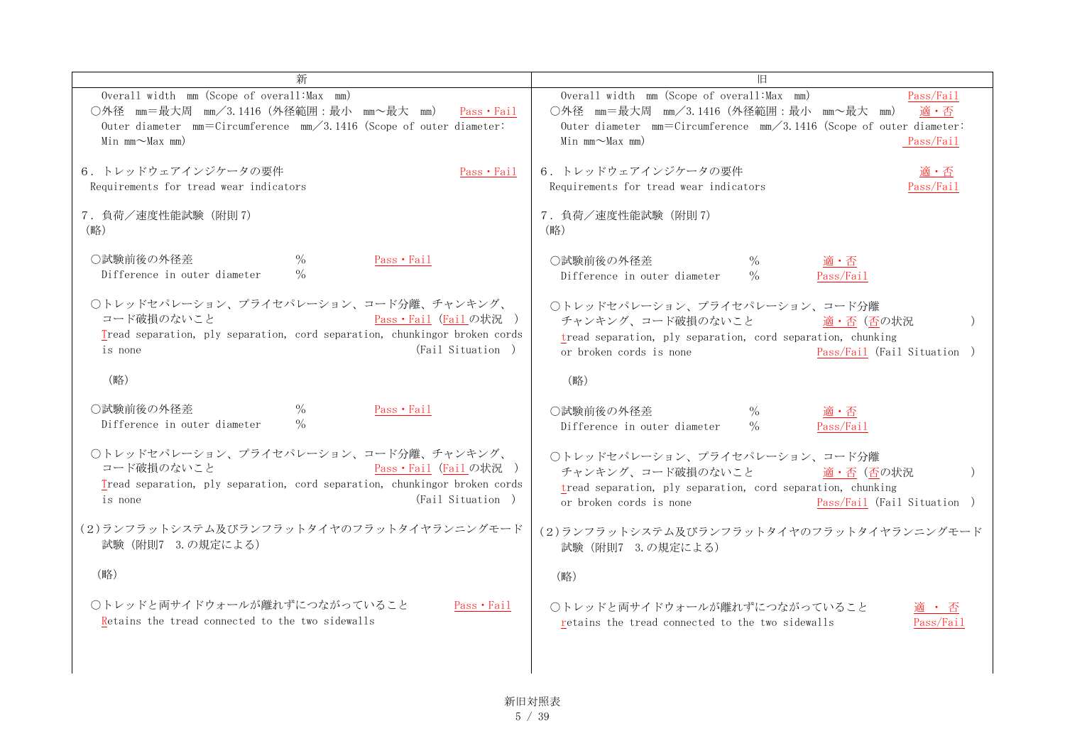| 新 | 旧 |
| --- | --- |
| Overall width mm (Scope of overall:Max mm)<br>○外径 mm＝最大周 mm／3.1416（外径範囲：最小 mm～最大 mm） Pass・Fail<br>Outer diameter mm＝Circumference mm／3.1416 (Scope of outer diameter: Min mm～Max mm) | Overall width mm (Scope of overall:Max mm) Pass/Fail<br>○外径 mm＝最大周 mm／3.1416（外径範囲：最小 mm～最大 mm） 適・否<br>Outer diameter mm＝Circumference mm／3.1416 (Scope of outer diameter: Min mm～Max mm) Pass/Fail |
| ６．トレッドウェアインジケータの要件 Pass・Fail<br>Requirements for tread wear indicators | ６．トレッドウェアインジケータの要件 適・否<br>Requirements for tread wear indicators Pass/Fail |
| ７．負荷／速度性能試験（附則７）<br>（略） | ７．負荷／速度性能試験（附則７）<br>（略） |
| ○試験前後の外径差 % Pass・Fail<br>Difference in outer diameter % | ○試験前後の外径差 % 適・否<br>Difference in outer diameter % Pass/Fail |
| ○トレッドセパレーション、プライセパレーション、コード分離、チャンキング、コード破損のないこと Pass・Fail（Failの状況 ）<br>Tread separation, ply separation, cord separation, chunkingor broken cords is none (Fail Situation ) | ○トレッドセパレーション、プライセパレーション、コード分離チャンキング、コード破損のないこと 適・否（否の状況 ）<br>tread separation, ply separation, cord separation, chunking or broken cords is none Pass/Fail (Fail Situation ) |
| （略） | （略） |
| ○試験前後の外径差 % Pass・Fail<br>Difference in outer diameter % | ○試験前後の外径差 % 適・否<br>Difference in outer diameter % Pass/Fail |
| ○トレッドセパレーション、プライセパレーション、コード分離、チャンキング、コード破損のないこと Pass・Fail（Failの状況 ）<br>Tread separation, ply separation, cord separation, chunkingor broken cords is none (Fail Situation ) | ○トレッドセパレーション、プライセパレーション、コード分離チャンキング、コード破損のないこと 適・否（否の状況 ）<br>tread separation, ply separation, cord separation, chunking or broken cords is none Pass/Fail (Fail Situation ) |
| (2)ランフラットシステム及びランフラットタイヤのフラットタイヤランニングモード試験（附則7 3.の規定による） | (2)ランフラットシステム及びランフラットタイヤのフラットタイヤランニングモード試験（附則7 3.の規定による） |
| （略） | （略） |
| ○トレッドと両サイドウォールが離れずにつながっていること Pass・Fail<br>Retains the tread connected to the two sidewalls | ○トレッドと両サイドウォールが離れずにつながっていること 適 ・ 否<br>retains the tread connected to the two sidewalls Pass/Fail |

新旧対照表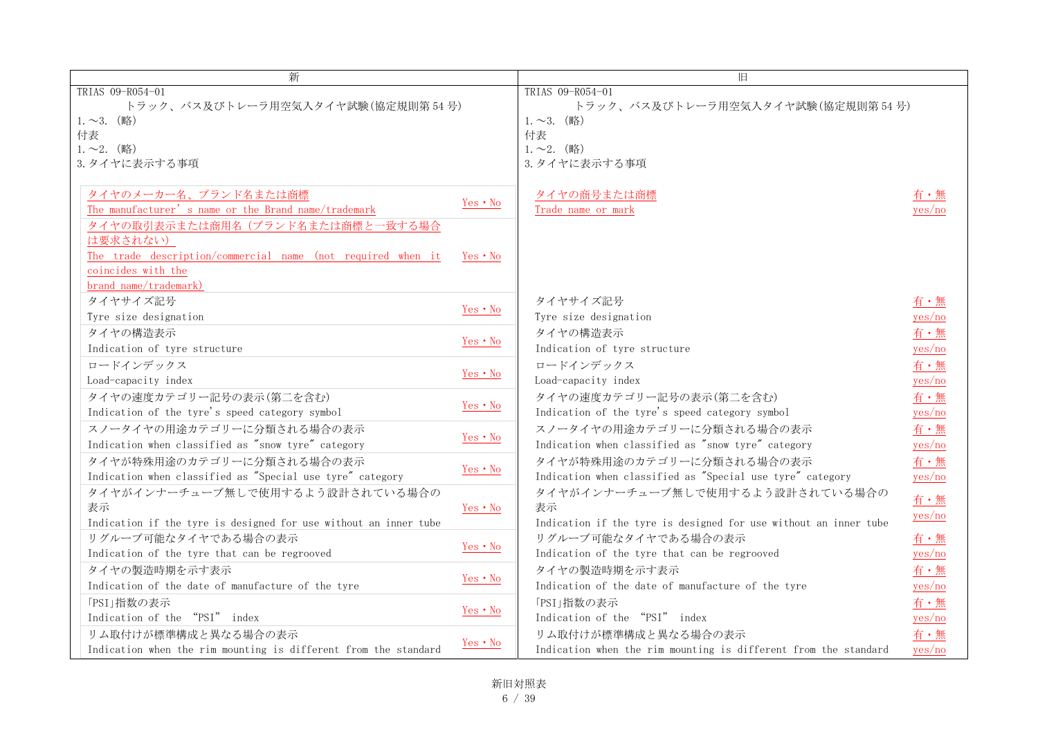| 新 | 旧 |
|---|---|
| TRIAS 09-R054-01<br>トラック、バス及びトレーラ用空気入タイヤ試験(協定規則第 54 号)<br>1.～3. (略)<br>付表<br>1.～2. (略)<br>3.タイヤに表示する事項 | TRIAS 09-R054-01<br>トラック、バス及びトレーラ用空気入タイヤ試験(協定規則第 54 号)<br>1.～3. (略)<br>付表<br>1.～2. (略)<br>3.タイヤに表示する事項 |

**新**

| 項目 | |
|---|---|
| タイヤのメーカー名、ブランド名または商標<br>The manufacturer's name or the Brand name/trademark | Yes・No |
| タイヤの取引表示または商用名（ブランド名または商標と一致する場合は要求されない）<br>The trade description/commercial name (not required when it coincides with the brand name/trademark) | Yes・No |
| タイヤサイズ記号<br>Tyre size designation | Yes・No |
| タイヤの構造表示<br>Indication of tyre structure | Yes・No |
| ロードインデックス<br>Load-capacity index | Yes・No |
| タイヤの速度カテゴリー記号の表示(第二を含む)<br>Indication of the tyre's speed category symbol | Yes・No |
| スノータイヤの用途カテゴリーに分類される場合の表示<br>Indication when classified as "snow tyre" category | Yes・No |
| タイヤが特殊用途のカテゴリーに分類される場合の表示<br>Indication when classified as "Special use tyre" category | Yes・No |
| タイヤがインナーチューブ無しで使用するよう設計されている場合の表示<br>Indication if the tyre is designed for use without an inner tube | Yes・No |
| リグルーブ可能なタイヤである場合の表示<br>Indication of the tyre that can be regrooved | Yes・No |
| タイヤの製造時期を示す表示<br>Indication of the date of manufacture of the tyre | Yes・No |
| 「PSI」指数の表示<br>Indication of the "PSI" index | Yes・No |
| リム取付けが標準構成と異なる場合の表示<br>Indication when the rim mounting is different from the standard | Yes・No |

**旧**

| 項目 | |
|---|---|
| タイヤの商号または商標<br>Trade name or mark | 有・無<br>yes/no |
| タイヤサイズ記号<br>Tyre size designation | 有・無<br>yes/no |
| タイヤの構造表示<br>Indication of tyre structure | 有・無<br>yes/no |
| ロードインデックス<br>Load-capacity index | 有・無<br>yes/no |
| タイヤの速度カテゴリー記号の表示(第二を含む)<br>Indication of the tyre's speed category symbol | 有・無<br>yes/no |
| スノータイヤの用途カテゴリーに分類される場合の表示<br>Indication when classified as "snow tyre" category | 有・無<br>yes/no |
| タイヤが特殊用途のカテゴリーに分類される場合の表示<br>Indication when classified as "Special use tyre" category | 有・無<br>yes/no |
| タイヤがインナーチューブ無しで使用するよう設計されている場合の表示<br>Indication if the tyre is designed for use without an inner tube | 有・無<br>yes/no |
| リグルーブ可能なタイヤである場合の表示<br>Indication of the tyre that can be regrooved | 有・無<br>yes/no |
| タイヤの製造時期を示す表示<br>Indication of the date of manufacture of the tyre | 有・無<br>yes/no |
| 「PSI」指数の表示<br>Indication of the "PSI" index | 有・無<br>yes/no |
| リム取付けが標準構成と異なる場合の表示<br>Indication when the rim mounting is different from the standard | 有・無<br>yes/no |

新旧対照表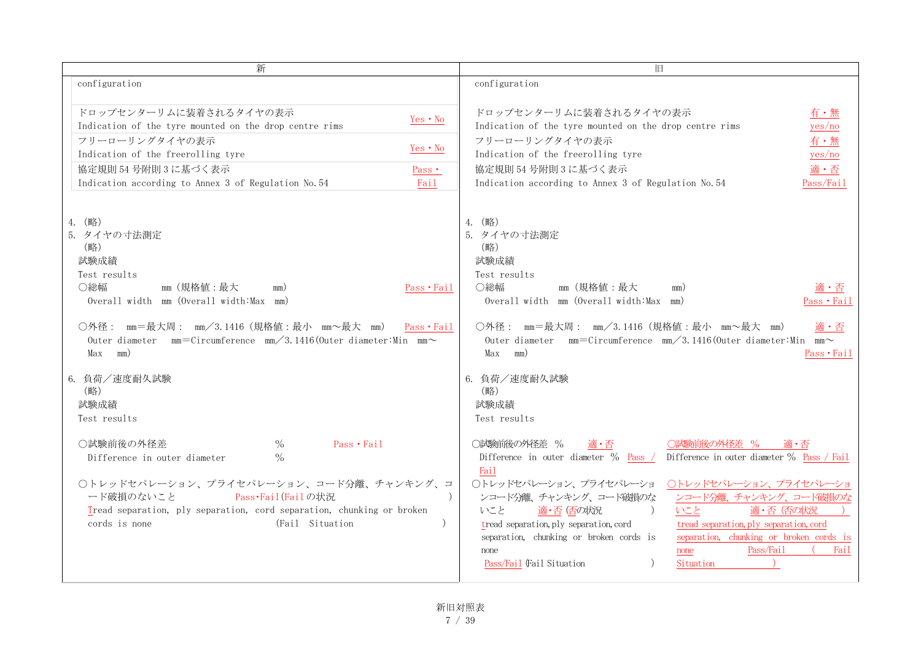| 新 | 旧 |
|---|---|
| configuration<br><br>ドロップセンターリムに装着されるタイヤの表示 Yes・No<br>Indication of the tyre mounted on the drop centre rims<br>フリーローリングタイヤの表示 Yes・No<br>Indication of the freerolling tyre<br>協定規則 54 号附則 3 に基づく表示 Pass・Fail<br>Indication according to Annex 3 of Regulation No.54<br><br>4. （略）<br>5. タイヤの寸法測定<br>（略）<br>試験成績<br>Test results<br>○総幅　mm（規格値：最大　mm）　Pass・Fail<br>Overall width　mm (Overall width:Max　mm)<br><br>○外径：　mm＝最大周：　mm／3.1416（規格値：最小　mm～最大　mm）　Pass・Fail<br>Outer diameter　mm＝Circumference　mm／3.1416(Outer diameter:Min　mm～Max　mm)<br><br>6. 負荷／速度耐久試験<br>（略）<br>試験成績<br>Test results<br><br>○試験前後の外径差　%　Pass・Fail<br>Difference in outer diameter　%<br><br>○トレッドセパレーション、プライセパレーション、コード分離、チャンキング、コード破損のないこと　Pass・Fail（Fail の状況　）<br>Tread separation, ply separation, cord separation, chunking or broken cords is none　(Fail Situation　) | configuration<br><br>ドロップセンターリムに装着されるタイヤの表示 有・無<br>Indication of the tyre mounted on the drop centre rims yes/no<br>フリーローリングタイヤの表示 有・無<br>Indication of the freerolling tyre yes/no<br>協定規則 54 号附則 3 に基づく表示 適・否<br>Indication according to Annex 3 of Regulation No.54 Pass/Fail<br><br>4. （略）<br>5. タイヤの寸法測定<br>（略）<br>試験成績<br>Test results<br>○総幅　mm（規格値：最大　mm）　適・否<br>Overall width　mm (Overall width:Max　mm)　Pass・Fail<br><br>○外径：　mm＝最大周：　mm／3.1416（規格値：最小　mm～最大　mm）　適・否<br>Outer diameter　mm＝Circumference　mm／3.1416(Outer diameter:Min　mm～Max　mm)　Pass・Fail<br><br>6. 負荷／速度耐久試験<br>（略）<br>試験成績<br>Test results<br><br>○試験前後の外径差　%　適・否<br>Difference in outer diameter　%　Pass / Fail<br>○トレッドセパレーション、プライセパレーションコード分離、チャンキング、コード破損のないこと　適・否（否の状況　）<br>tread separation, ply separation, cord separation, chunking or broken cords is none<br>Pass/Fail (Fail Situation　)<br><br>○試験前後の外径差　%　適・否<br>Difference in outer diameter %　Pass / Fail<br>○トレッドセパレーション、プライセパレーションコード分離、チャンキング、コード破損のないこと　適・否（否の状況　）<br>tread separation, ply separation, cord separation, chunking or broken cords is none　Pass/Fail　( Fail Situation　) |

新旧対照表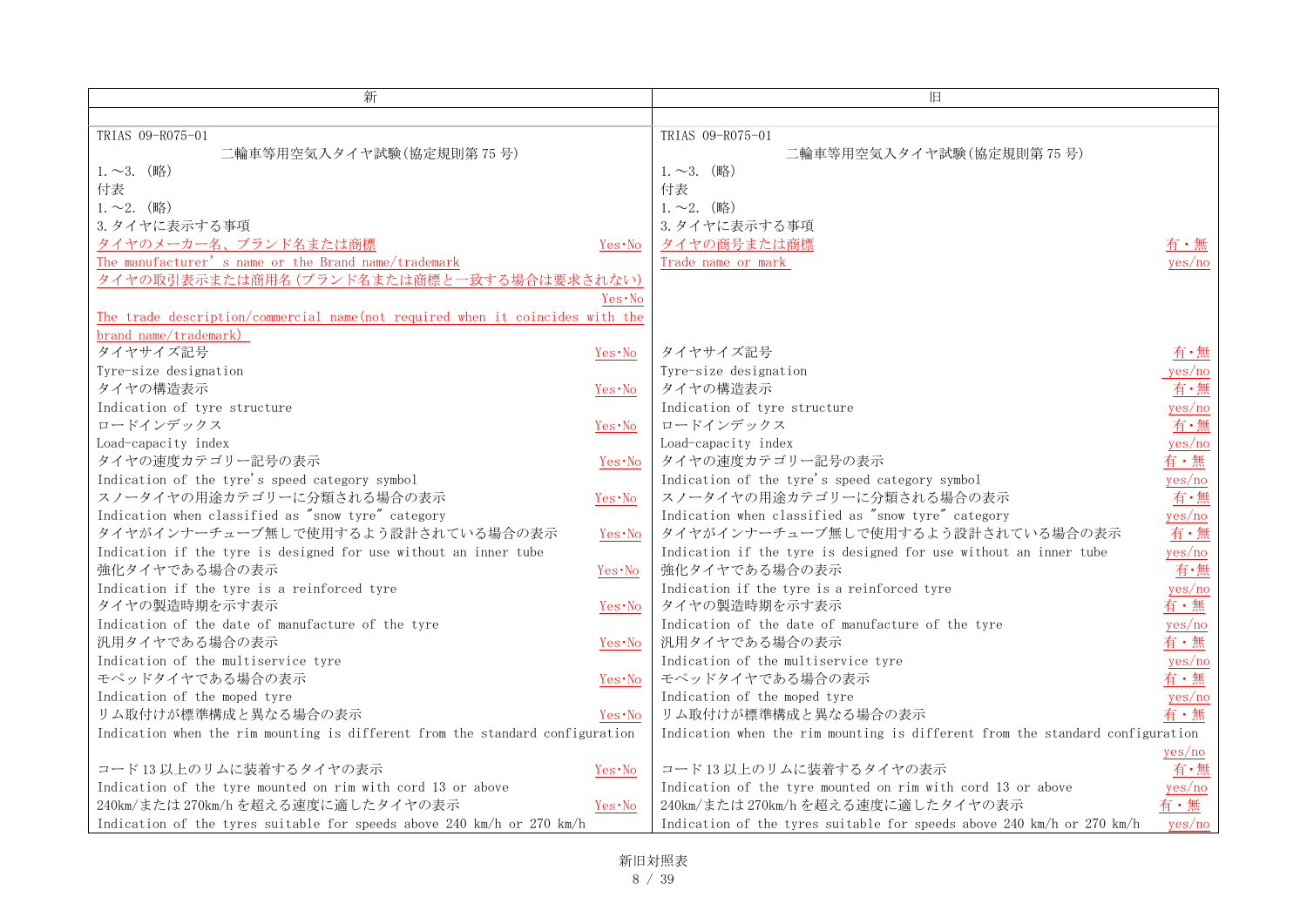| 新 | 旧 |
|---|---|
| TRIAS 09-R075-01<br>二輪車等用空気入タイヤ試験(協定規則第 75 号)<br>1.～3. (略)<br>付表<br>1.～2. (略)<br>3.タイヤに表示する事項<br>タイヤのメーカー名、ブランド名または商標 Yes･No<br>The manufacturer's name or the Brand name/trademark<br>タイヤの取引表示または商用名(ブランド名または商標と一致する場合は要求されない) Yes･No<br>The trade description/commercial name(not required when it coincides with the brand name/trademark)<br>タイヤサイズ記号 Yes･No<br>Tyre-size designation<br>タイヤの構造表示 Yes･No<br>Indication of tyre structure<br>ロードインデックス Yes･No<br>Load-capacity index<br>タイヤの速度カテゴリー記号の表示 Yes･No<br>Indication of the tyre's speed category symbol<br>スノータイヤの用途カテゴリーに分類される場合の表示 Yes･No<br>Indication when classified as "snow tyre" category<br>タイヤがインナーチューブ無しで使用するよう設計されている場合の表示 Yes･No<br>Indication if the tyre is designed for use without an inner tube<br>強化タイヤである場合の表示 Yes･No<br>Indication if the tyre is a reinforced tyre<br>タイヤの製造時期を示す表示 Yes･No<br>Indication of the date of manufacture of the tyre<br>汎用タイヤである場合の表示 Yes･No<br>Indication of the multiservice tyre<br>モペッドタイヤである場合の表示 Yes･No<br>Indication of the moped tyre<br>リム取付けが標準構成と異なる場合の表示 Yes･No<br>Indication when the rim mounting is different from the standard configuration<br>コード 13 以上のリムに装着するタイヤの表示 Yes･No<br>Indication of the tyre mounted on rim with cord 13 or above<br>240km/または 270km/h を超える速度に適したタイヤの表示 Yes･No<br>Indication of the tyres suitable for speeds above 240 km/h or 270 km/h | TRIAS 09-R075-01<br>二輪車等用空気入タイヤ試験(協定規則第 75 号)<br>1.～3. (略)<br>付表<br>1.～2. (略)<br>3.タイヤに表示する事項<br>タイヤの商号または商標 有・無<br>Trade name or mark yes/no<br>タイヤサイズ記号 有・無<br>Tyre-size designation yes/no<br>タイヤの構造表示 有・無<br>Indication of tyre structure yes/no<br>ロードインデックス 有・無<br>Load-capacity index yes/no<br>タイヤの速度カテゴリー記号の表示 有・無<br>Indication of the tyre's speed category symbol yes/no<br>スノータイヤの用途カテゴリーに分類される場合の表示 有・無<br>Indication when classified as "snow tyre" category yes/no<br>タイヤがインナーチューブ無しで使用するよう設計されている場合の表示 有・無<br>Indication if the tyre is designed for use without an inner tube yes/no<br>強化タイヤである場合の表示 有・無<br>Indication if the tyre is a reinforced tyre yes/no<br>タイヤの製造時期を示す表示 有・無<br>Indication of the date of manufacture of the tyre yes/no<br>汎用タイヤである場合の表示 有・無<br>Indication of the multiservice tyre yes/no<br>モペッドタイヤである場合の表示 有・無<br>Indication of the moped tyre yes/no<br>リム取付けが標準構成と異なる場合の表示 有・無<br>Indication when the rim mounting is different from the standard configuration yes/no<br>コード 13 以上のリムに装着するタイヤの表示 有・無<br>Indication of the tyre mounted on rim with cord 13 or above yes/no<br>240km/または 270km/h を超える速度に適したタイヤの表示 有・無<br>Indication of the tyres suitable for speeds above 240 km/h or 270 km/h yes/no |

新旧対照表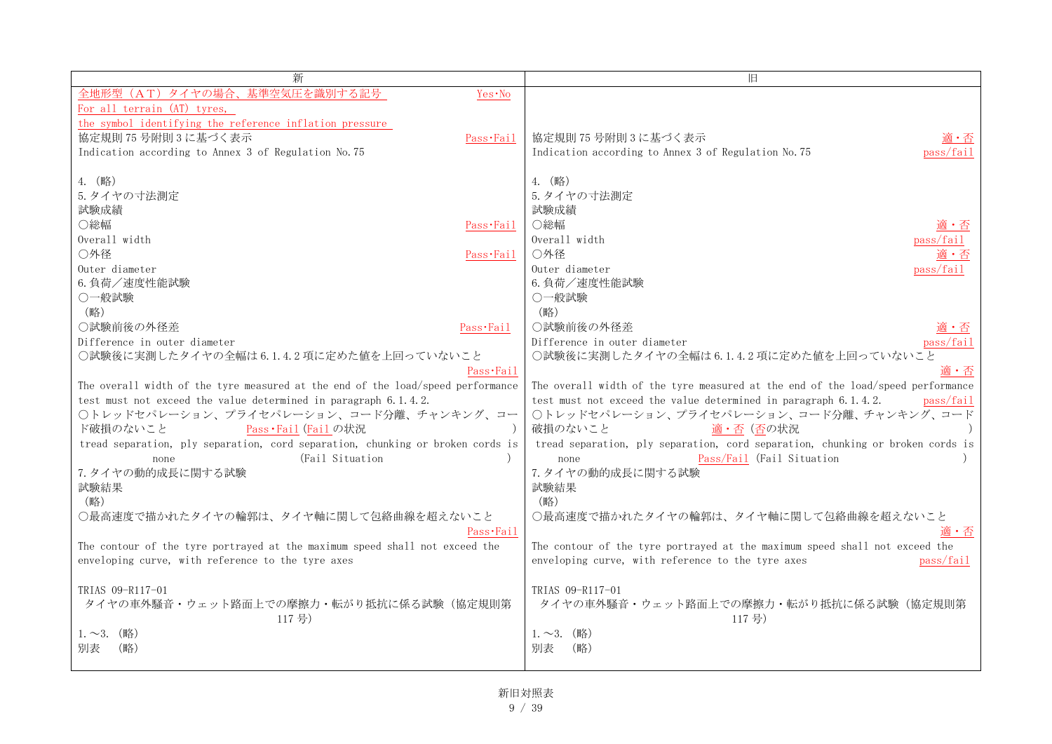| 新 | 旧 |
|---|---|
| 全地形型（ＡＴ）タイヤの場合、基準空気圧を識別する記号　Yes･No<br>For all terrain (AT) tyres,<br>the symbol identifying the reference inflation pressure | |
| 協定規則 75 号附則 3 に基づく表示　Pass･Fail<br>Indication according to Annex 3 of Regulation No.75 | 協定規則 75 号附則 3 に基づく表示　適・否<br>Indication according to Annex 3 of Regulation No.75　pass/fail |
| 4. (略)<br>5.タイヤの寸法測定<br>試験成績<br>○総幅　Pass･Fail<br>Overall width<br>○外径　Pass･Fail<br>Outer diameter<br>6.負荷／速度性能試験<br>○一般試験<br>（略）<br>○試験前後の外径差　Pass･Fail<br>Difference in outer diameter<br>○試験後に実測したタイヤの全幅は 6.1.4.2 項に定めた値を上回っていないこと　Pass･Fail<br>The overall width of the tyre measured at the end of the load/speed performance test must not exceed the value determined in paragraph 6.1.4.2.<br>○トレッドセパレーション、プライセパレーション、コード分離、チャンキング、コード破損のないこと　Pass･Fail (Fail の状況　)<br>tread separation, ply separation, cord separation, chunking or broken cords is none　(Fail Situation　)<br>7.タイヤの動的成長に関する試験<br>試験結果<br>（略）<br>○最高速度で描かれたタイヤの輪郭は、タイヤ軸に関して包絡曲線を超えないこと　Pass･Fail<br>The contour of the tyre portrayed at the maximum speed shall not exceed the enveloping curve, with reference to the tyre axes | 4. (略)<br>5.タイヤの寸法測定<br>試験成績<br>○総幅　適・否<br>Overall width　pass/fail<br>○外径　適・否<br>Outer diameter　pass/fail<br>6.負荷／速度性能試験<br>○一般試験<br>（略）<br>○試験前後の外径差　適・否<br>Difference in outer diameter　pass/fail<br>○試験後に実測したタイヤの全幅は 6.1.4.2 項に定めた値を上回っていないこと　適・否<br>The overall width of the tyre measured at the end of the load/speed performance test must not exceed the value determined in paragraph 6.1.4.2.　pass/fail<br>○トレッドセパレーション、プライセパレーション、コード分離、チャンキング、コード破損のないこと　適・否 (否の状況　)<br>tread separation, ply separation, cord separation, chunking or broken cords is none　Pass/Fail (Fail Situation　)<br>7.タイヤの動的成長に関する試験<br>試験結果<br>（略）<br>○最高速度で描かれたタイヤの輪郭は、タイヤ軸に関して包絡曲線を超えないこと　適・否<br>The contour of the tyre portrayed at the maximum speed shall not exceed the enveloping curve, with reference to the tyre axes　pass/fail |
| TRIAS 09-R117-01<br>タイヤの車外騒音・ウェット路面上での摩擦力・転がり抵抗に係る試験（協定規則第 117 号）<br>1.～3. (略)<br>別表　(略) | TRIAS 09-R117-01<br>タイヤの車外騒音・ウェット路面上での摩擦力・転がり抵抗に係る試験（協定規則第 117 号）<br>1.～3. (略)<br>別表　(略) |

新旧対照表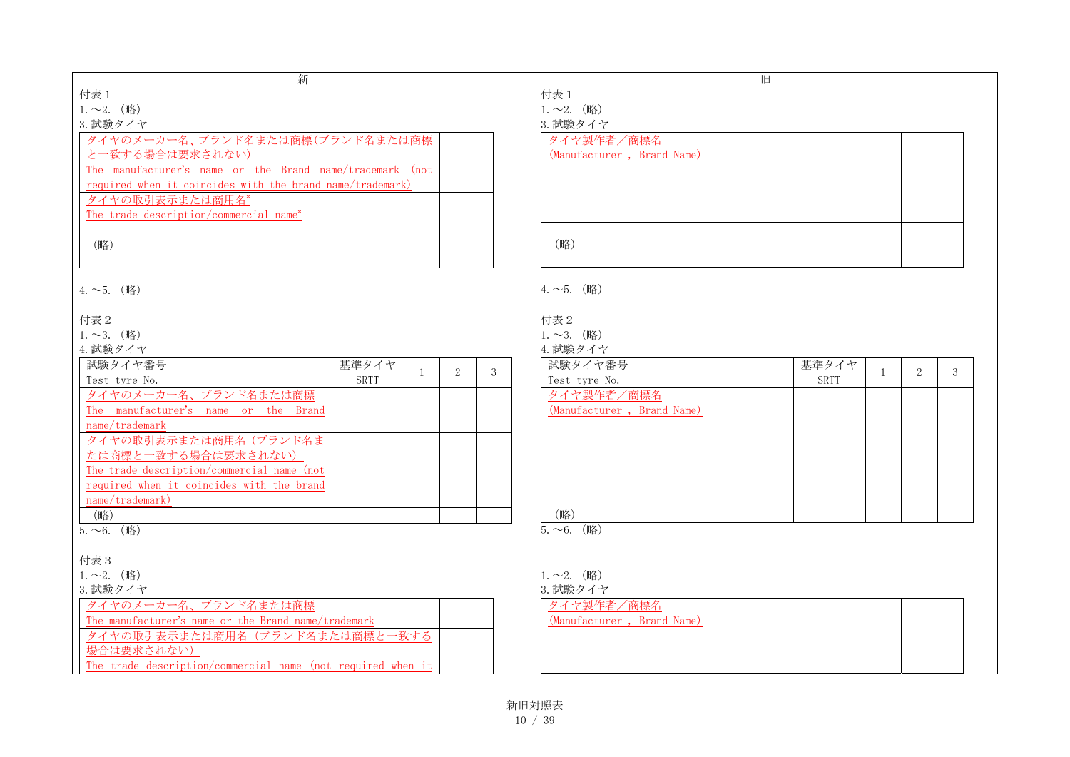| 新 | 旧 |
|---|---|
| 付表１ | 付表１ |
| 1.～2.（略） | 1.～2.（略） |
| 3.試験タイヤ | 3.試験タイヤ |

**新**

付表１

1.～2.（略）

3.試験タイヤ

| タイヤのメーカー名、ブランド名または商標(ブランド名または商標と一致する場合は要求されない) The manufacturer's name or the Brand name/trademark (not required when it coincides with the brand name/trademark) | |
|---|---|
| タイヤの取引表示または商用名* The trade description/commercial name* | |
| （略） | |

4.～5.（略）

付表２

1.～3.（略）

4.試験タイヤ

| 試験タイヤ番号 Test tyre No. | 基準タイヤ SRTT | 1 | 2 | 3 |
|---|---|---|---|---|
| タイヤのメーカー名、ブランド名または商標 The manufacturer's name or the Brand name/trademark | | | | |
| タイヤの取引表示または商用名（ブランド名または商標と一致する場合は要求されない） The trade description/commercial name (not required when it coincides with the brand name/trademark) | | | | |
| （略） | | | | |

5.～6.（略）

付表３

1.～2.（略）

3.試験タイヤ

| タイヤのメーカー名、ブランド名または商標 The manufacturer's name or the Brand name/trademark | |
|---|---|
| タイヤの取引表示または商用名（ブランド名または商標と一致する場合は要求されない） The trade description/commercial name (not required when it | |

**旧**

付表１

1.～2.（略）

3.試験タイヤ

| タイヤ製作者／商標名 (Manufacturer , Brand Name) | |
|---|---|
| （略） | |

4.～5.（略）

付表２

1.～3.（略）

4.試験タイヤ

| 試験タイヤ番号 Test tyre No. | 基準タイヤ SRTT | 1 | 2 | 3 |
|---|---|---|---|---|
| タイヤ製作者／商標名 (Manufacturer , Brand Name) | | | | |
| （略） | | | | |

5.～6.（略）

1.～2.（略）

3.試験タイヤ

| タイヤ製作者／商標名 (Manufacturer , Brand Name) | |
|---|---|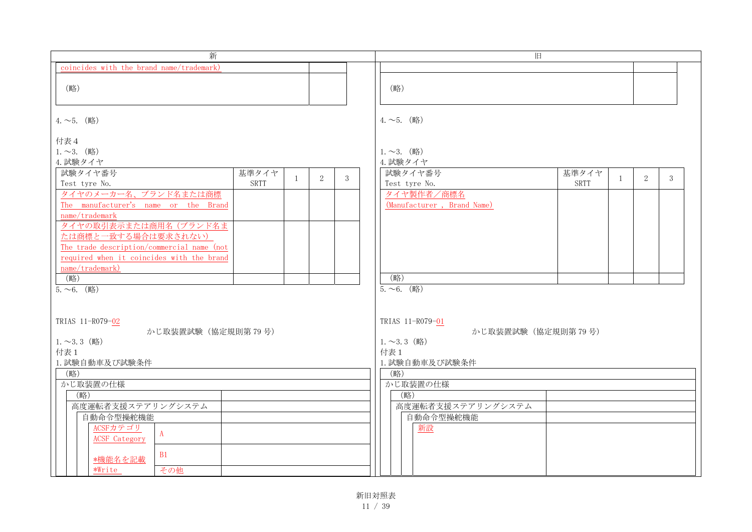| 新 | 旧 |
|---|---|
| (see below) | (see below) |

**新**

| coincides with the brand name/trademark) | |
|---|---|
| （略） | |

4.～5.（略）

付表４

1.～3.（略）

4.試験タイヤ

| 試験タイヤ番号<br>Test tyre No. | 基準タイヤ<br>SRTT | 1 | 2 | 3 |
|---|---|---|---|---|
| タイヤのメーカー名、ブランド名または商標<br>The manufacturer's name or the Brand name/trademark | | | | |
| タイヤの取引表示または商用名（ブランド名または商標と一致する場合は要求されない）<br>The trade description/commercial name (not required when it coincides with the brand name/trademark) | | | | |
| （略） | | | | |

5.～6.（略）

TRIAS 11-R079-02

かじ取装置試験（協定規則第 79 号）

1.～3.3（略）

付表１

1.試験自動車及び試験条件

| （略） | | |
|---|---|---|
| かじ取装置の仕様 | | |
| （略） | | |
| 高度運転者支援ステアリングシステム | | |
| 自動命令型操舵機能 | | |
| ACSFカテゴリ<br>ACSF Category | A | |
| *機能名を記載<br>*Write | B1 | |
| | その他 | |

**旧**

| | |
|---|---|
| （略） | |

4.～5.（略）

1.～3.（略）

4.試験タイヤ

| 試験タイヤ番号<br>Test tyre No. | 基準タイヤ<br>SRTT | 1 | 2 | 3 |
|---|---|---|---|---|
| タイヤ製作者／商標名<br>(Manufacturer , Brand Name) | | | | |
| （略） | | | | |

5.～6.（略）

TRIAS 11-R079-01

かじ取装置試験（協定規則第 79 号）

1.～3.3（略）

付表１

1.試験自動車及び試験条件

| （略） | |
|---|---|
| かじ取装置の仕様 | |
| （略） | |
| 高度運転者支援ステアリングシステム | |
| 自動命令型操舵機能 | |
| 新設 | |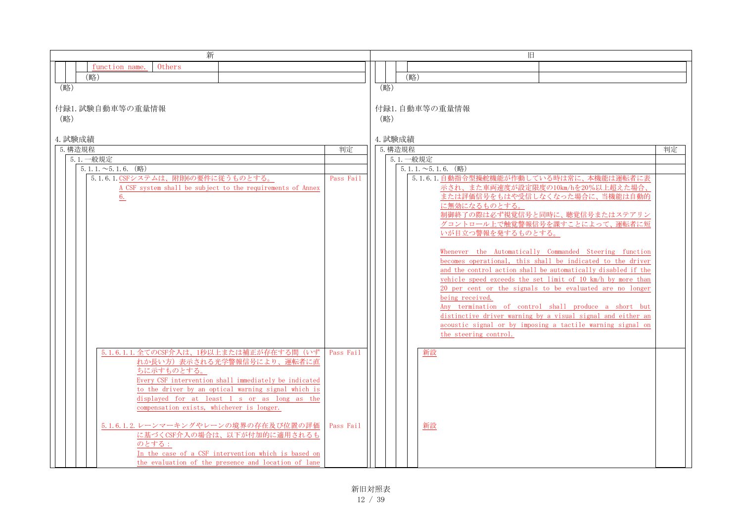| 新 | 旧 |
|---|---|
| function name. / Others | |
| （略） | （略） |
| （略） | （略） |
| 付録1. 試験自動車等の重量情報 | 付録1. 自動車等の重量情報 |
| （略） | （略） |
| 4. 試験成績 | 4. 試験成績 |

**新**

| 5. 構造規程 | 判定 |
|---|---|
| 5.1. 一般規定 | |
| 5.1.1. ～5.1.6. （略） | |
| 5.1.6.1. CSFシステムは、附則6の要件に従うものとする。<br>A CSF system shall be subject to the requirements of Annex 6. | Pass Fail |
| 5.1.6.1.1. 全てのCSF介入は、1秒以上または補正が存在する間（いずれか長い方）表示される光学警報信号により、運転者に直ちに示すものとする。<br>Every CSF intervention shall immediately be indicated to the driver by an optical warning signal which is displayed for at least 1 s or as long as the compensation exists, whichever is longer. | Pass Fail |
| 5.1.6.1.2. レーンマーキングやレーンの境界の存在及び位置の評価に基づくCSF介入の場合は、以下が付加的に適用されるものとする：<br>In the case of a CSF intervention which is based on the evaluation of the presence and location of lane | Pass Fail |

**旧**

| 5. 構造規程 | 判定 |
|---|---|
| 5.1. 一般規定 | |
| 5.1.1. ～5.1.6. （略） | |
| 5.1.6.1. 自動指令型操舵機能が作動している時は常に、本機能は運転者に表示され、また車両速度が設定限度の10km/hを20%以上超えた場合、または評価信号をもはや受信しなくなった場合に、当機能は自動的に無効になるものとする。<br>制御終了の際は必ず視覚信号と同時に、聴覚信号またはステアリングコントロール上で触覚警報信号を課すことによって、運転者に短いが目立つ警報を発するものとする。<br>Whenever the Automatically Commanded Steering function becomes operational, this shall be indicated to the driver and the control action shall be automatically disabled if the vehicle speed exceeds the set limit of 10 km/h by more than 20 per cent or the signals to be evaluated are no longer being received.<br>Any termination of control shall produce a short but distinctive driver warning by a visual signal and either an acoustic signal or by imposing a tactile warning signal on the steering control. | |
| 新設 | |
| 新設 | |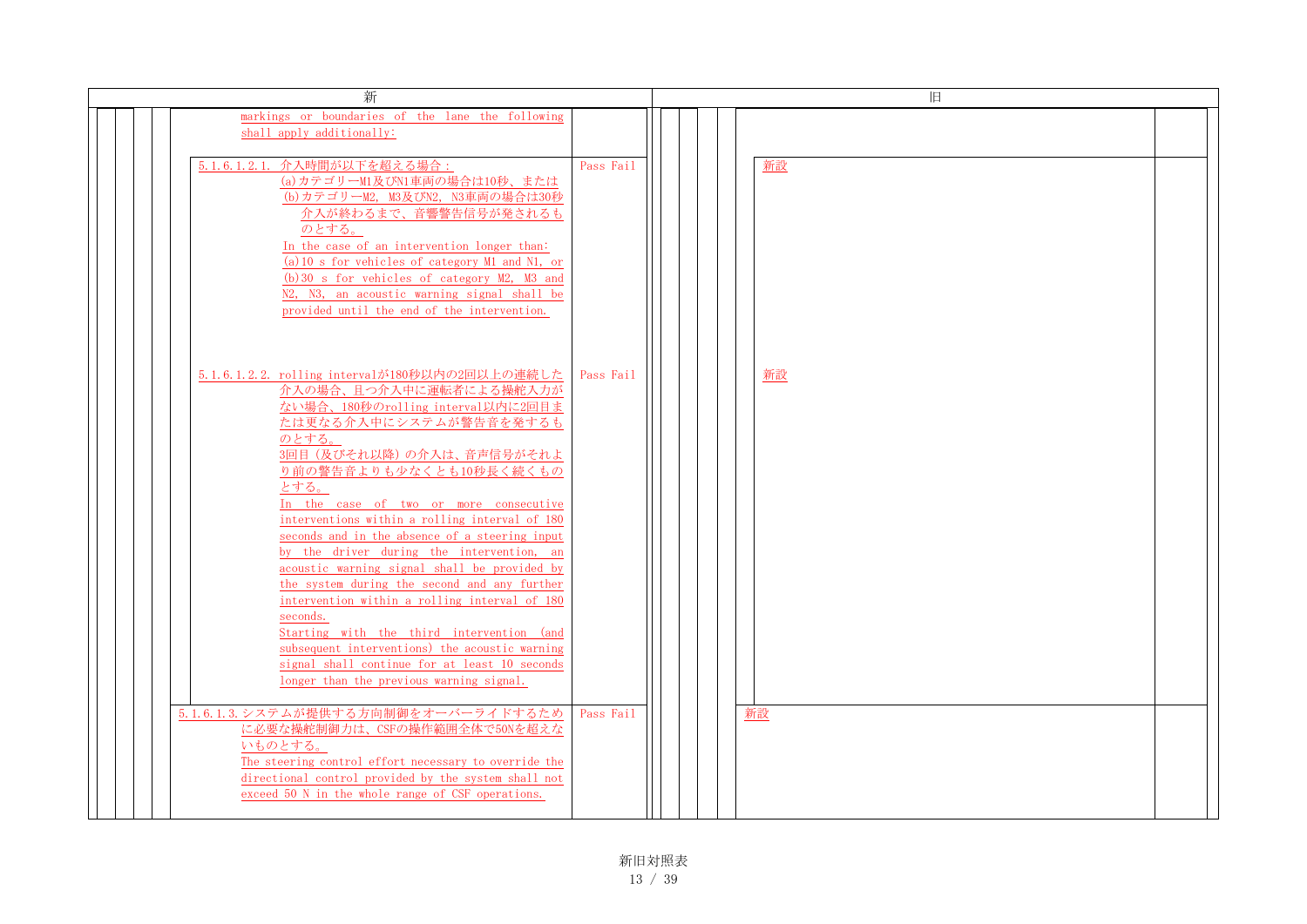| 新 | | 旧 | |
|---|---|---|---|
| markings or boundaries of the lane the following shall apply additionally: | | | |
| 5.1.6.1.2.1. 介入時間が以下を超える場合：<br>(a)カテゴリーM1及びN1車両の場合は10秒、または<br>(b)カテゴリーM2, M3及びN2, N3車両の場合は30秒<br>介入が終わるまで、音響警告信号が発されるものとする。<br>In the case of an intervention longer than:<br>(a)10 s for vehicles of category M1 and N1, or<br>(b)30 s for vehicles of category M2, M3 and N2, N3, an acoustic warning signal shall be provided until the end of the intervention. | Pass Fail | 新設 | |
| 5.1.6.1.2.2. rolling intervalが180秒以内の2回以上の連続した介入の場合、且つ介入中に運転者による操舵入力がない場合、180秒のrolling interval以内に2回目または更なる介入中にシステムが警告音を発するものとする。<br>3回目（及びそれ以降）の介入は、音声信号がそれより前の警告音よりも少なくとも10秒長く続くものとする。<br>In the case of two or more consecutive interventions within a rolling interval of 180 seconds and in the absence of a steering input by the driver during the intervention, an acoustic warning signal shall be provided by the system during the second and any further intervention within a rolling interval of 180 seconds.<br>Starting with the third intervention (and subsequent interventions) the acoustic warning signal shall continue for at least 10 seconds longer than the previous warning signal. | Pass Fail | 新設 | |
| 5.1.6.1.3. システムが提供する方向制御をオーバーライドするために必要な操舵制御力は、CSFの操作範囲全体で50Nを超えないものとする。<br>The steering control effort necessary to override the directional control provided by the system shall not exceed 50 N in the whole range of CSF operations. | Pass Fail | 新設 | |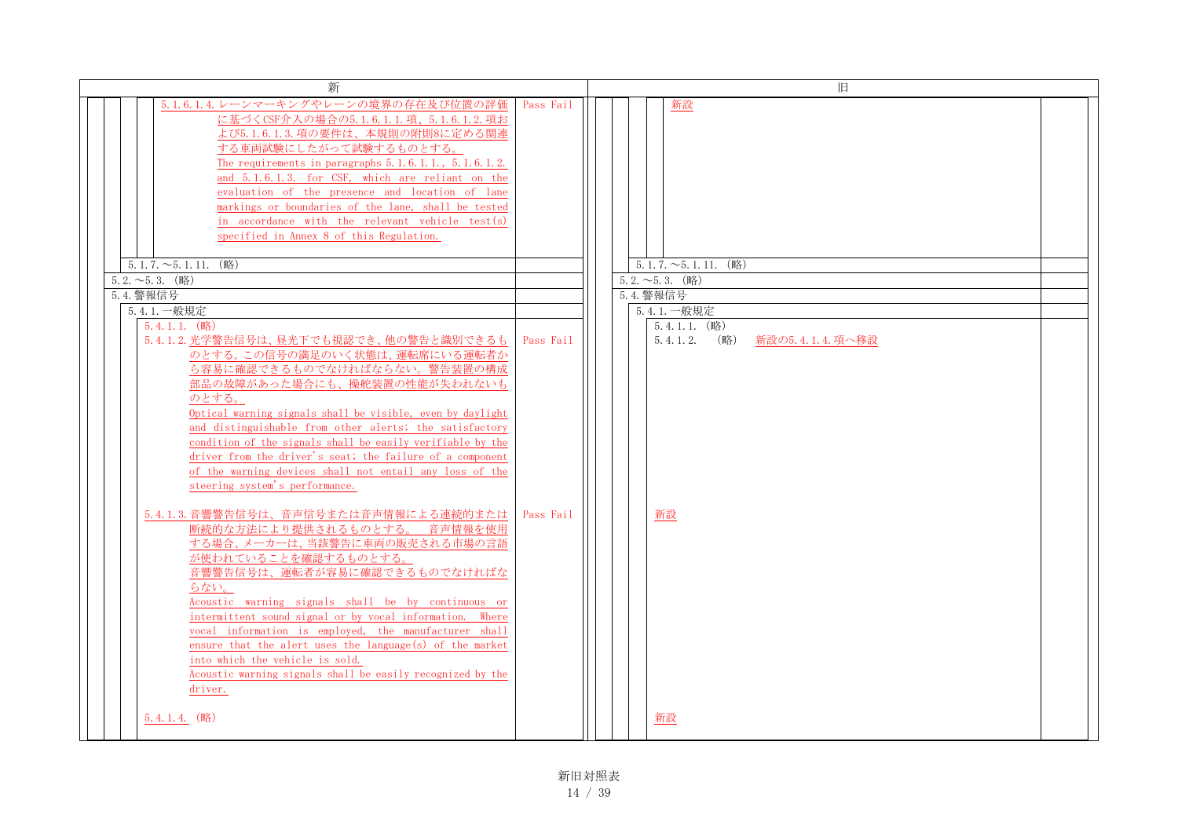| 新 | | 旧 | |
|---|---|---|---|
| 5.1.6.1.4. レーンマーキングやレーンの境界の存在及び位置の評価に基づくCSF介入の場合の5.1.6.1.1.項、5.1.6.1.2.項および5.1.6.1.3.項の要件は、本規則の附則8に定める関連する車両試験にしたがって試験するものとする。<br>The requirements in paragraphs 5.1.6.1.1., 5.1.6.1.2. and 5.1.6.1.3. for CSF, which are reliant on the evaluation of the presence and location of lane markings or boundaries of the lane, shall be tested in accordance with the relevant vehicle test(s) specified in Annex 8 of this Regulation. | Pass Fail | 新設 | |
| 5.1.7.～5.1.11. (略) | | 5.1.7.～5.1.11. (略) | |
| 5.2.～5.3. (略) | | 5.2.～5.3. (略) | |
| 5.4. 警報信号 | | 5.4. 警報信号 | |
| 5.4.1. 一般規定 | | 5.4.1. 一般規定 | |
| 5.4.1.1. (略) | | 5.4.1.1. (略) | |
| 5.4.1.2. 光学警告信号は、昼光下でも視認でき、他の警告と識別できるものとする。この信号の満足のいく状態は、運転席にいる運転者から容易に確認できるものでなければならない。警告装置の構成部品の故障があった場合にも、操舵装置の性能が失われないものとする。<br>Optical warning signals shall be visible, even by daylight and distinguishable from other alerts; the satisfactory condition of the signals shall be easily verifiable by the driver from the driver's seat; the failure of a component of the warning devices shall not entail any loss of the steering system's performance. | Pass Fail | 5.4.1.2. (略) 新設の5.4.1.4.項へ移設 | |
| 5.4.1.3. 音響警告信号は、音声信号または音声情報による連続的または断続的な方法により提供されるものとする。 音声情報を使用する場合、メーカーは、当該警告に車両の販売される市場の言語が使われていることを確認するものとする。<br>音響警告信号は、運転者が容易に確認できるものでなければならない。<br>Acoustic warning signals shall be by continuous or intermittent sound signal or by vocal information. Where vocal information is employed, the manufacturer shall ensure that the alert uses the language(s) of the market into which the vehicle is sold.<br>Acoustic warning signals shall be easily recognized by the driver. | Pass Fail | 新設 | |
| 5.4.1.4. (略) | | 新設 | |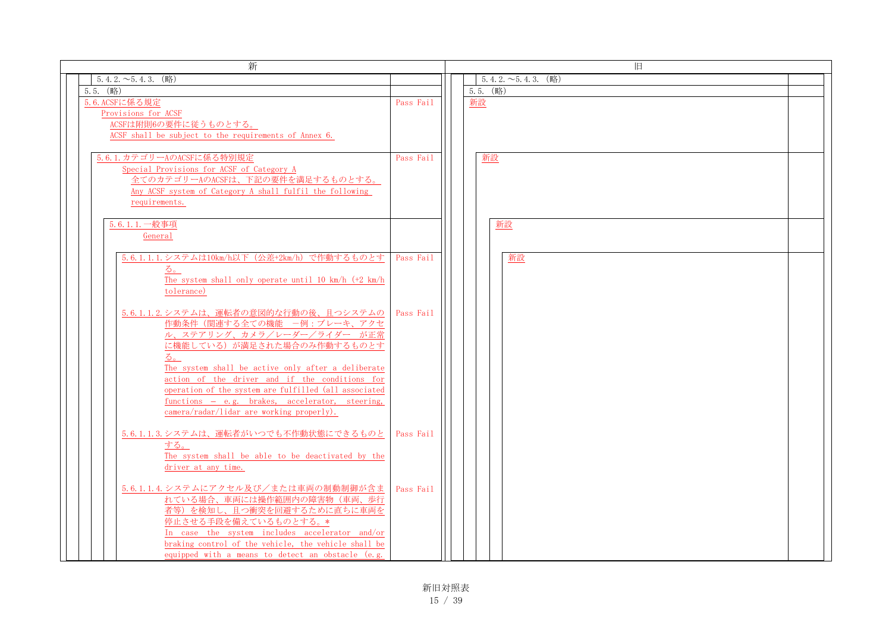| 新 | | 旧 | |
|---|---|---|---|
| 5.4.2.～5.4.3. (略) | | 5.4.2.～5.4.3. (略) | |
| 5.5. (略) | | 5.5. (略) | |
| 5.6. ACSFに係る規定<br>Provisions for ACSF<br>ACSFは附則6の要件に従うものとする。<br>ACSF shall be subject to the requirements of Annex 6. | Pass Fail | 新設 | |
| 5.6.1. カテゴリーAのACSFに係る特別規定<br>Special Provisions for ACSF of Category A<br>全てのカテゴリーAのACSFは、下記の要件を満足するものとする。<br>Any ACSF system of Category A shall fulfil the following requirements. | Pass Fail | 新設 | |
| 5.6.1.1. 一般事項<br>General | | 新設 | |
| 5.6.1.1.1. システムは10km/h以下（公差+2km/h）で作動するものとする。<br>The system shall only operate until 10 km/h (+2 km/h tolerance)<br><br>5.6.1.1.2. システムは、運転者の意図的な行動の後、且つシステムの作動条件（関連する全ての機能　－例：ブレーキ、アクセル、ステアリング、カメラ／レーダー／ライダー　が正常に機能している）が満足された場合のみ作動するものとする。<br>The system shall be active only after a deliberate action of the driver and if the conditions for operation of the system are fulfilled (all associated functions – e.g. brakes, accelerator, steering, camera/radar/lidar are working properly).<br><br>5.6.1.1.3. システムは、運転者がいつでも不作動状態にできるものとする。<br>The system shall be able to be deactivated by the driver at any time.<br><br>5.6.1.1.4. システムにアクセル及び／または車両の制動制御が含まれている場合、車両には操作範囲内の障害物（車両、歩行者等）を検知し、且つ衝突を回避するために直ちに車両を停止させる手段を備えているものとする。*<br>In case the system includes accelerator and/or braking control of the vehicle, the vehicle shall be equipped with a means to detect an obstacle (e.g. | Pass Fail<br><br><br><br><br>Pass Fail<br><br><br><br><br><br><br><br><br>Pass Fail<br><br><br><br>Pass Fail | 新設 | |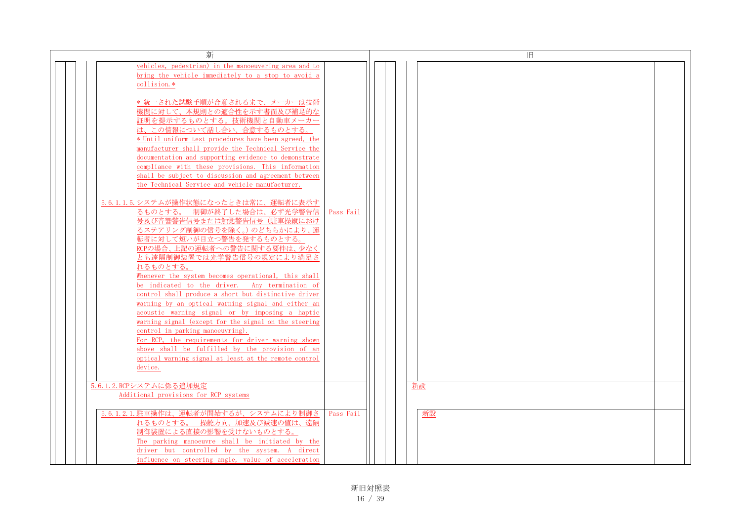| 新 | | 旧 | |
|---|---|---|---|
| vehicles, pedestrian) in the manoeuvering area and to bring the vehicle immediately to a stop to avoid a collision.*<br><br>* 統一された試験手順が合意されるまで、メーカーは技術機関に対して、本規則との適合性を示す書面及び補足的な証明を提示するものとする。技術機関と自動車メーカーは、この情報について話し合い、合意するものとする。<br>* Until uniform test procedures have been agreed, the manufacturer shall provide the Technical Service the documentation and supporting evidence to demonstrate compliance with these provisions. This information shall be subject to discussion and agreement between the Technical Service and vehicle manufacturer.<br><br>5.6.1.1.5. システムが操作状態になったときは常に、運転者に表示するものとする。　制御が終了した場合は、必ず光学警告信号及び音響警告信号または触覚警告信号（駐車操縦におけるステアリング制御の信号を除く。）のどちらかにより、運転者に対して短いが目立つ警告を発するものとする。<br>RCPの場合、上記の運転者への警告に関する要件は、少なくとも遠隔制御装置では光学警告信号の規定により満足されるものとする。<br>Whenever the system becomes operational, this shall be indicated to the driver.　Any termination of control shall produce a short but distinctive driver warning by an optical warning signal and either an acoustic warning signal or by imposing a haptic warning signal (except for the signal on the steering control in parking manoeuvring).<br>For RCP, the requirements for driver warning shown above shall be fulfilled by the provision of an optical warning signal at least at the remote control device. | Pass Fail | | |
| 5.6.1.2. RCPシステムに係る追加規定<br>Additional provisions for RCP systems | | 新設 | |
| 5.6.1.2.1. 駐車操作は、運転者が開始するが、システムにより制御されるものとする。　操舵方向、加速及び減速の値は、遠隔制御装置による直接の影響を受けないものとする。<br>The parking manoeuvre shall be initiated by the driver but controlled by the system. A direct influence on steering angle, value of acceleration | Pass Fail | 新設 | |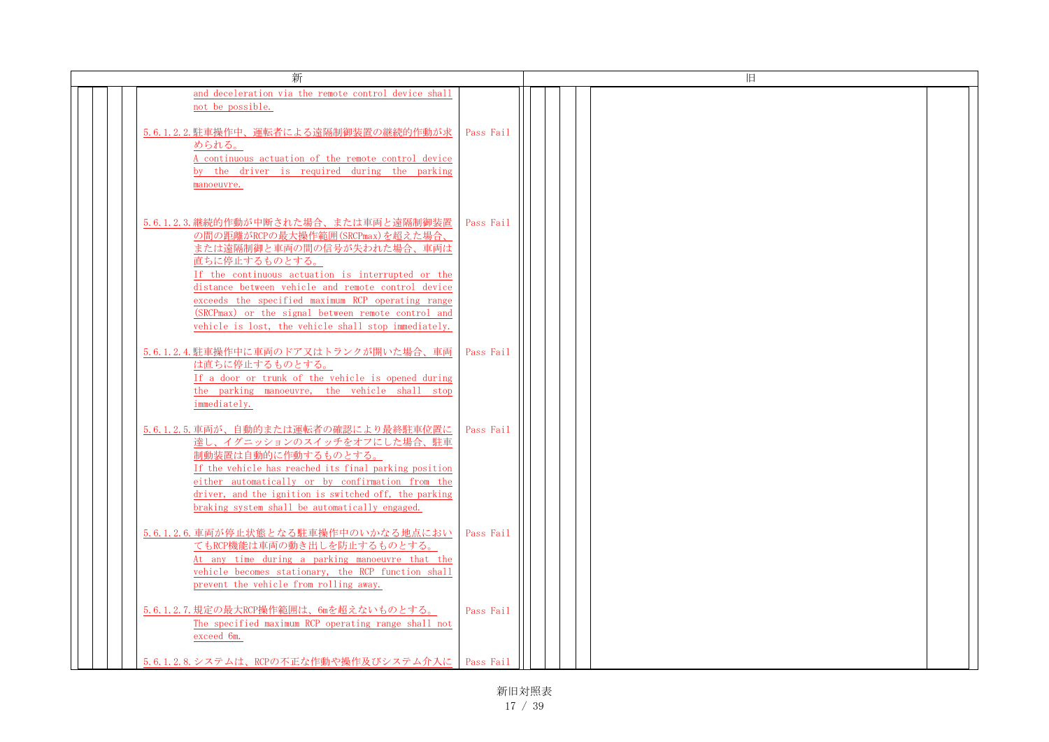| 新 | | 旧 |
|---|---|---|
| and deceleration via the remote control device shall not be possible. | | |
| 5.6.1.2.2. 駐車操作中、運転者による遠隔制御装置の継続的作動が求められる。<br>A continuous actuation of the remote control device by the driver is required during the parking manoeuvre. | Pass Fail | |
| 5.6.1.2.3. 継続的作動が中断された場合、または車両と遠隔制御装置の間の距離がRCPの最大操作範囲(SRCPmax)を超えた場合、または遠隔制御と車両の間の信号が失われた場合、車両は直ちに停止するものとする。<br>If the continuous actuation is interrupted or the distance between vehicle and remote control device exceeds the specified maximum RCP operating range (SRCPmax) or the signal between remote control and vehicle is lost, the vehicle shall stop immediately. | Pass Fail | |
| 5.6.1.2.4. 駐車操作中に車両のドア又はトランクが開いた場合、車両は直ちに停止するものとする。<br>If a door or trunk of the vehicle is opened during the parking manoeuvre, the vehicle shall stop immediately. | Pass Fail | |
| 5.6.1.2.5. 車両が、自動的または運転者の確認により最終駐車位置に達し、イグニッションのスイッチをオフにした場合、駐車制動装置は自動的に作動するものとする。<br>If the vehicle has reached its final parking position either automatically or by confirmation from the driver, and the ignition is switched off, the parking braking system shall be automatically engaged. | Pass Fail | |
| 5.6.1.2.6. 車両が停止状態となる駐車操作中のいかなる地点においてもRCP機能は車両の動き出しを防止するものとする。<br>At any time during a parking manoeuvre that the vehicle becomes stationary, the RCP function shall prevent the vehicle from rolling away. | Pass Fail | |
| 5.6.1.2.7. 規定の最大RCP操作範囲は、6mを超えないものとする。<br>The specified maximum RCP operating range shall not exceed 6m. | Pass Fail | |
| 5.6.1.2.8. システムは、RCPの不正な作動や操作及びシステム介入に | Pass Fail | |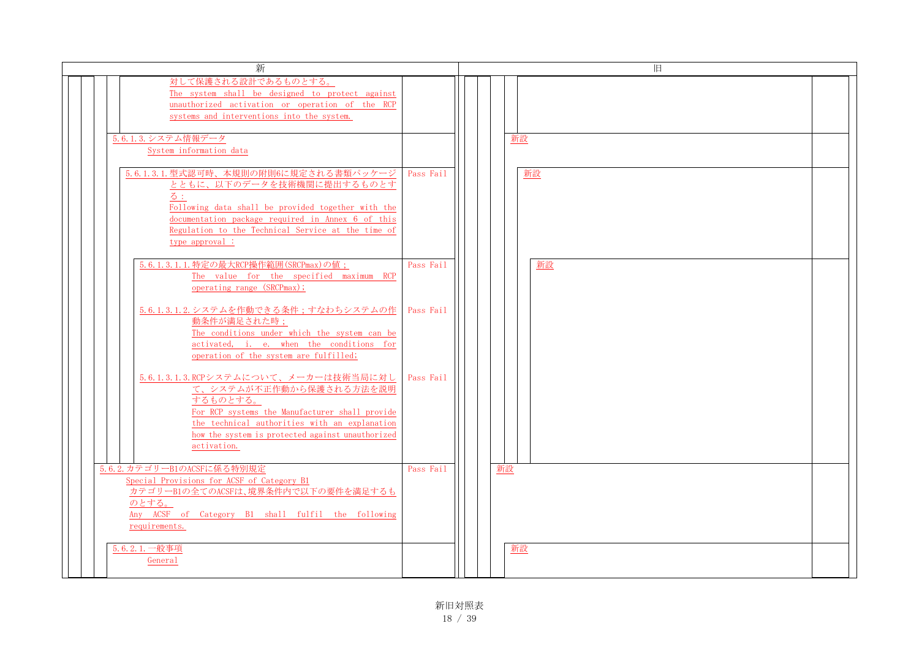| 新 | | 旧 | |
|---|---|---|---|
| 対して保護される設計であるものとする。<br>The system shall be designed to protect against unauthorized activation or operation of the RCP systems and interventions into the system. | | | |
| 5.6.1.3. システム情報データ<br>System information data | | 新設 | |
| 5.6.1.3.1. 型式認可時、本規則の附則6に規定される書類パッケージとともに、以下のデータを技術機関に提出するものとする：<br>Following data shall be provided together with the documentation package required in Annex 6 of this Regulation to the Technical Service at the time of type approval : | Pass Fail | 新設 | |
| 5.6.1.3.1.1. 特定の最大RCP操作範囲(SRCPmax)の値；<br>The value for the specified maximum RCP operating range (SRCPmax); | Pass Fail | 新設 | |
| 5.6.1.3.1.2. システムを作動できる条件；すなわちシステムの作動条件が満足された時；<br>The conditions under which the system can be activated, i. e. when the conditions for operation of the system are fulfilled; | Pass Fail | | |
| 5.6.1.3.1.3. RCPシステムについて、メーカーは技術当局に対して、システムが不正作動から保護される方法を説明するものとする。<br>For RCP systems the Manufacturer shall provide the technical authorities with an explanation how the system is protected against unauthorized activation. | Pass Fail | | |
| 5.6.2. カテゴリーB1のACSFに係る特別規定<br>Special Provisions for ACSF of Category B1<br>カテゴリーB1の全てのACSFは、境界条件内で以下の要件を満足するものとする。<br>Any ACSF of Category B1 shall fulfil the following requirements. | Pass Fail | 新設 | |
| 5.6.2.1. 一般事項<br>General | | 新設 | |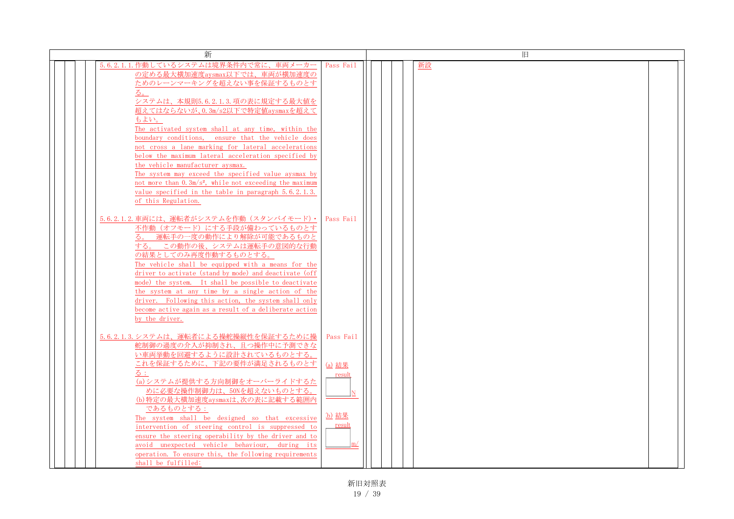| 新 | | 旧 |
|---|---|---|
| 5.6.2.1.1. 作動しているシステムは境界条件内で常に、車両メーカーの定める最大横加速度aysmax以下では、車両が横加速度のためのレーンマーキングを超えない事を保証するものとする。<br>システムは、本規則5.6.2.1.3.項の表に規定する最大値を超えてはならないが、0.3m/s2以下で特定値aysmaxを超えてもよい。<br>The activated system shall at any time, within the boundary conditions, ensure that the vehicle does not cross a lane marking for lateral accelerations below the maximum lateral acceleration specified by the vehicle manufacturer aysmax.<br>The system may exceed the specified value aysmax by not more than $0.3m/s^2$, while not exceeding the maximum value specified in the table in paragraph 5.6.2.1.3. of this Regulation. | Pass Fail | 新設 |
| 5.6.2.1.2. 車両には、運転者がシステムを作動（スタンバイモード）・不作動（オフモード）にする手段が備わっているものとする。 運転手の一度の動作により解除が可能であるものとする。 この動作の後、システムは運転手の意図的な行動の結果としてのみ再度作動するものとする。<br>The vehicle shall be equipped with a means for the driver to activate (stand by mode) and deactivate (off mode) the system. It shall be possible to deactivate the system at any time by a single action of the driver. Following this action, the system shall only become active again as a result of a deliberate action by the driver. | Pass Fail | |
| 5.6.2.1.3. システムは、運転者による操舵操縦性を保証するために操舵制御の過度の介入が抑制され、且つ操作中に予測できない車両挙動を回避するように設計されているものとする。<br>これを保証するために、下記の要件が満足されるものとする：<br>(a)システムが提供する方向制御をオーバーライドするために必要な操作制御力は、50Nを超えないものとする。<br>(b)特定の最大横加速度aysmaxは、次の表に記載する範囲内であるものとする：<br>The system shall be designed so that excessive intervention of steering control is suppressed to ensure the steering operability by the driver and to avoid unexpected vehicle behaviour, during its operation. To ensure this, the following requirements shall be fulfilled: | Pass Fail<br><br>(a) 結果 result<br>[ ] N<br><br>(b) 結果 result<br>[ ] m/ | |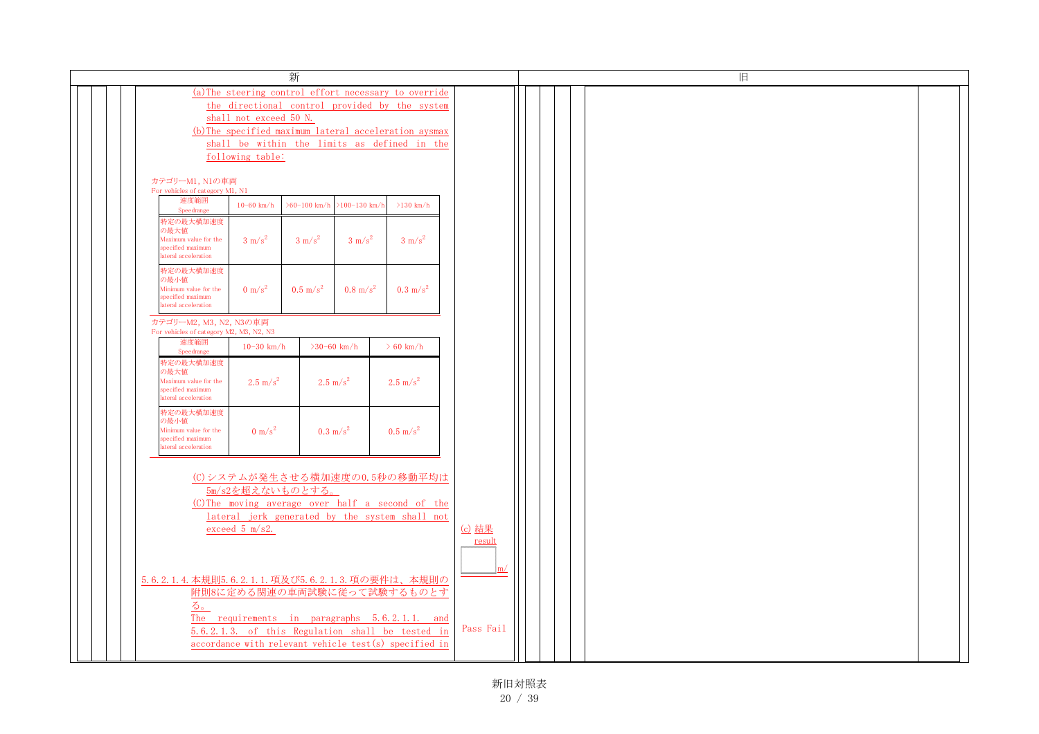| 新 | 旧 |
|---|---|

(a)The steering control effort necessary to override the directional control provided by the system shall not exceed 50 N.

(b)The specified maximum lateral acceleration aysmax shall be within the limits as defined in the following table:

カテゴリーM1, N1の車両
For vehicles of category M1, N1

| 速度範囲 Speedrange | 10-60 km/h | >60-100 km/h | >100-130 km/h | >130 km/h |
|---|---|---|---|---|
| 特定の最大横加速度の最大値 Maximum value for the specified maximum lateral acceleration | 3 $m/s^2$ | 3 $m/s^2$ | 3 $m/s^2$ | 3 $m/s^2$ |
| 特定の最大横加速度の最小値 Minimum value for the specified maximum lateral acceleration | 0 $m/s^2$ | 0.5 $m/s^2$ | 0.8 $m/s^2$ | 0.3 $m/s^2$ |

カテゴリーM2, M3, N2, N3の車両
For vehicles of category M2, M3, N2, N3

| 速度範囲 Speedrange | 10-30 km/h | >30-60 km/h | > 60 km/h |
|---|---|---|---|
| 特定の最大横加速度の最大値 Maximum value for the specified maximum lateral acceleration | 2.5 $m/s^2$ | 2.5 $m/s^2$ | 2.5 $m/s^2$ |
| 特定の最大横加速度の最小値 Minimum value for the specified maximum lateral acceleration | 0 $m/s^2$ | 0.3 $m/s^2$ | 0.5 $m/s^2$ |

(C)システムが発生させる横加速度の0.5秒の移動平均は5m/s2を超えないものとする。

(C)The moving average over half a second of the lateral jerk generated by the system shall not exceed 5 m/s2.

(c) 結果 result

m/

5.6.2.1.4. 本規則5.6.2.1.1.項及び5.6.2.1.3.項の要件は、本規則の附則8に定める関連の車両試験に従って試験するものとする。

The requirements in paragraphs 5.6.2.1.1. and 5.6.2.1.3. of this Regulation shall be tested in accordance with relevant vehicle test(s) specified in

Pass Fail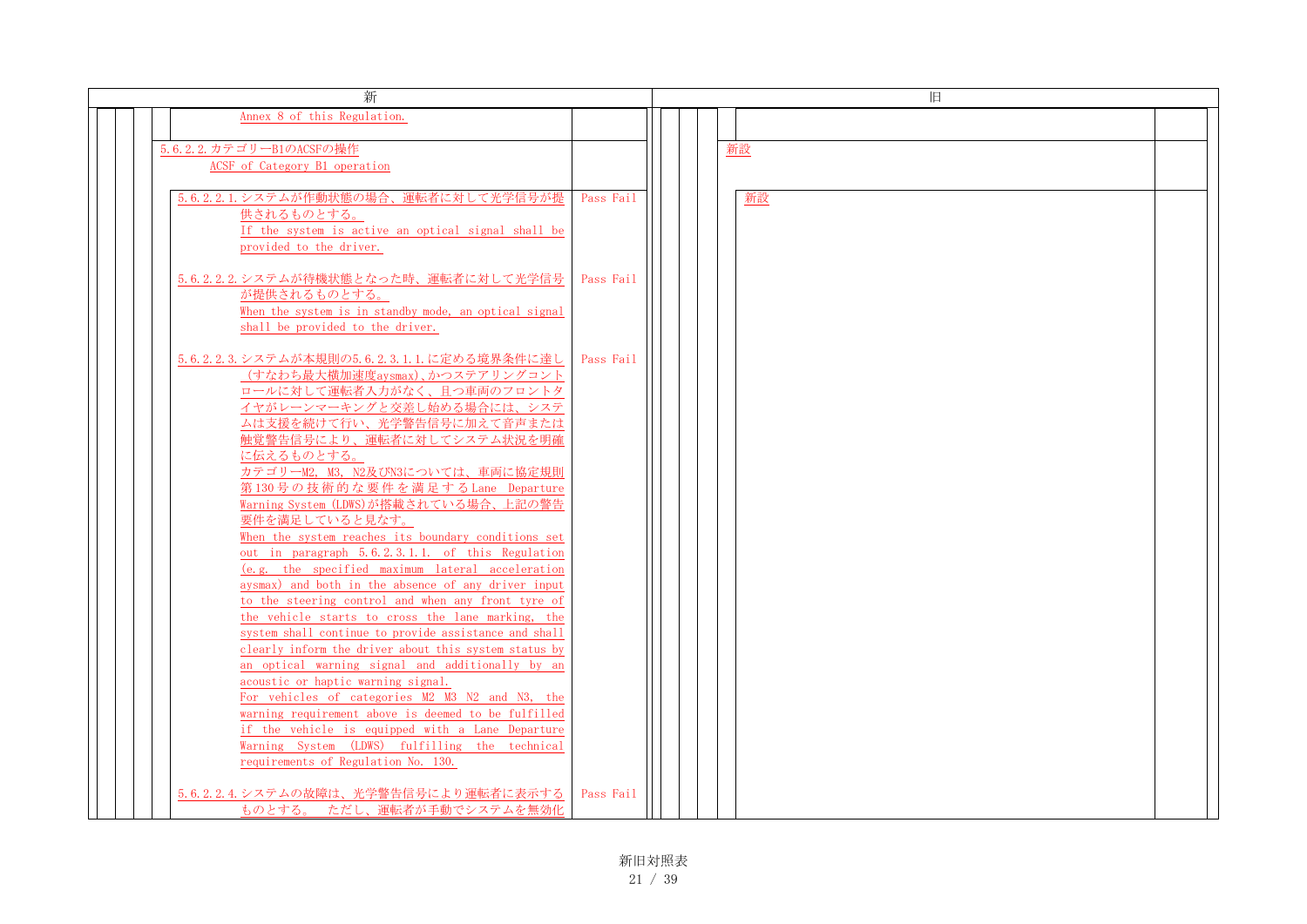| 新 | | 旧 | |
|---|---|---|---|
| Annex 8 of this Regulation. | | | |
| 5.6.2.2. カテゴリーB1のACSFの操作<br>ACSF of Category B1 operation | | 新設 | |
| 5.6.2.2.1. システムが作動状態の場合、運転者に対して光学信号が提供されるものとする。<br>If the system is active an optical signal shall be provided to the driver. | Pass Fail | 新設 | |
| 5.6.2.2.2. システムが待機状態となった時、運転者に対して光学信号が提供されるものとする。<br>When the system is in standby mode, an optical signal shall be provided to the driver. | Pass Fail | | |
| 5.6.2.2.3. システムが本規則の5.6.2.3.1.1.に定める境界条件に達し（すなわち最大横加速度aysmax)、かつステアリングコントロールに対して運転者入力がなく、且つ車両のフロントタイヤがレーンマーキングと交差し始める場合には、システムは支援を続けて行い、光学警告信号に加えて音声または触覚警告信号により、運転者に対してシステム状況を明確に伝えるものとする。<br>カテゴリーM2, M3, N2及びN3については、車両に協定規則第130号の技術的な要件を満足するLane Departure Warning System (LDWS)が搭載されている場合、上記の警告要件を満足していると見なす。<br>When the system reaches its boundary conditions set out in paragraph 5.6.2.3.1.1. of this Regulation (e.g. the specified maximum lateral acceleration aysmax) and both in the absence of any driver input to the steering control and when any front tyre of the vehicle starts to cross the lane marking, the system shall continue to provide assistance and shall clearly inform the driver about this system status by an optical warning signal and additionally by an acoustic or haptic warning signal.<br>For vehicles of categories M2 M3 N2 and N3, the warning requirement above is deemed to be fulfilled if the vehicle is equipped with a Lane Departure Warning System (LDWS) fulfilling the technical requirements of Regulation No. 130. | Pass Fail | | |
| 5.6.2.2.4. システムの故障は、光学警告信号により運転者に表示するものとする。 ただし、運転者が手動でシステムを無効化 | Pass Fail | | |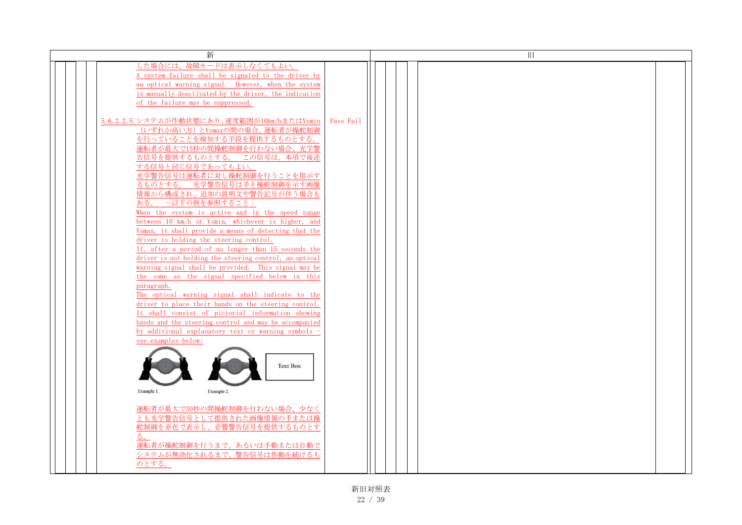| 新 | | 旧 |
|---|---|---|
| した場合には、故障モードは表示しなくてもよい。<br>A system failure shall be signaled to the driver by an optical warning signal. However, when the system is manually deactivated by the driver, the indication of the failure may be suppressed. | | |
| 5.6.2.2.5. システムが作動状態にあり、速度範囲が10km/hまたはVsmin（いずれか高い方）とVsmaxの間の場合、運転者が操舵制御を行っていることを検知する手段を提供するものとする。<br>運転者が最大で15秒の間操舵制御を行わない場合、光学警告信号を提供するものとする。 この信号は、本項で後述する信号と同じ信号であってもよい。<br>光学警告信号は運転者に対し操舵制御を行うことを指示するものとする。 光学警告信号は手と操舵制御を示す画像情報から構成され、追加の説明文や警告記号が伴う場合もある。 －以下の例を参照すること：<br>When the system is active and in the speed range between 10 km/h or Vsmin, whichever is higher, and Vsmax, it shall provide a means of detecting that the driver is holding the steering control.<br>If, after a period of no longer than 15 seconds the driver is not holding the steering control, an optical warning signal shall be provided. This signal may be the same as the signal specified below in this paragraph.<br>The optical warning signal shall indicate to the driver to place their hands on the steering control. It shall consist of pictorial information showing hands and the steering control and may be accompanied by additional explanatory text or warning symbols - see examples below:<br>Text Box<br>Example 1. Example 2.<br>運転者が最大で30秒の間操舵制御を行わない場合、少なくとも光学警告信号として提供された画像情報の手または操舵制御を赤色で表示し、音響警告信号を提供するものとする。<br>運転者が操舵制御を行うまで、あるいは手動または自動でシステムが無効化されるまで、警告信号は作動を続けるものとする。 | Pass Fail | |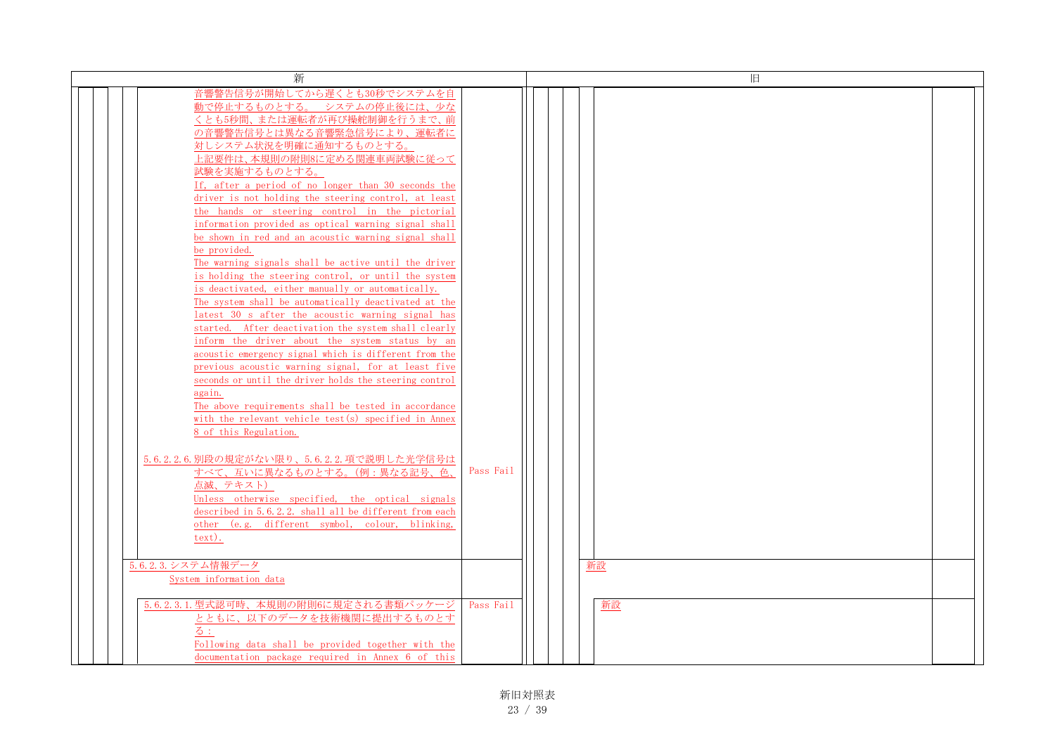| 新 | | 旧 | |
|---|---|---|---|
| 音響警告信号が開始してから遅くとも30秒でシステムを自動で停止するものとする。　システムの停止後には、少なくとも5秒間、または運転者が再び操舵制御を行うまで、前の音響警告信号とは異なる音響緊急信号により、運転者に対しシステム状況を明確に通知するものとする。<br>上記要件は、本規則の附則8に定める関連車両試験に従って試験を実施するものとする。<br>If, after a period of no longer than 30 seconds the driver is not holding the steering control, at least the hands or steering control in the pictorial information provided as optical warning signal shall be shown in red and an acoustic warning signal shall be provided.<br>The warning signals shall be active until the driver is holding the steering control, or until the system is deactivated, either manually or automatically.<br>The system shall be automatically deactivated at the latest 30 s after the acoustic warning signal has started. After deactivation the system shall clearly inform the driver about the system status by an acoustic emergency signal which is different from the previous acoustic warning signal, for at least five seconds or until the driver holds the steering control again.<br>The above requirements shall be tested in accordance with the relevant vehicle test(s) specified in Annex 8 of this Regulation. | | | |
| 5.6.2.2.6. 別段の規定がない限り、5.6.2.2.項で説明した光学信号はすべて、互いに異なるものとする。(例：異なる記号、色、点滅、テキスト)<br>Unless otherwise specified, the optical signals described in 5.6.2.2. shall all be different from each other (e.g. different symbol, colour, blinking, text). | Pass Fail | | |
| 5.6.2.3. システム情報データ<br>System information data | | 新設 | |
| 5.6.2.3.1. 型式認可時、本規則の附則6に規定される書類パッケージとともに、以下のデータを技術機関に提出するものとする：<br>Following data shall be provided together with the documentation package required in Annex 6 of this | Pass Fail | 新設 | |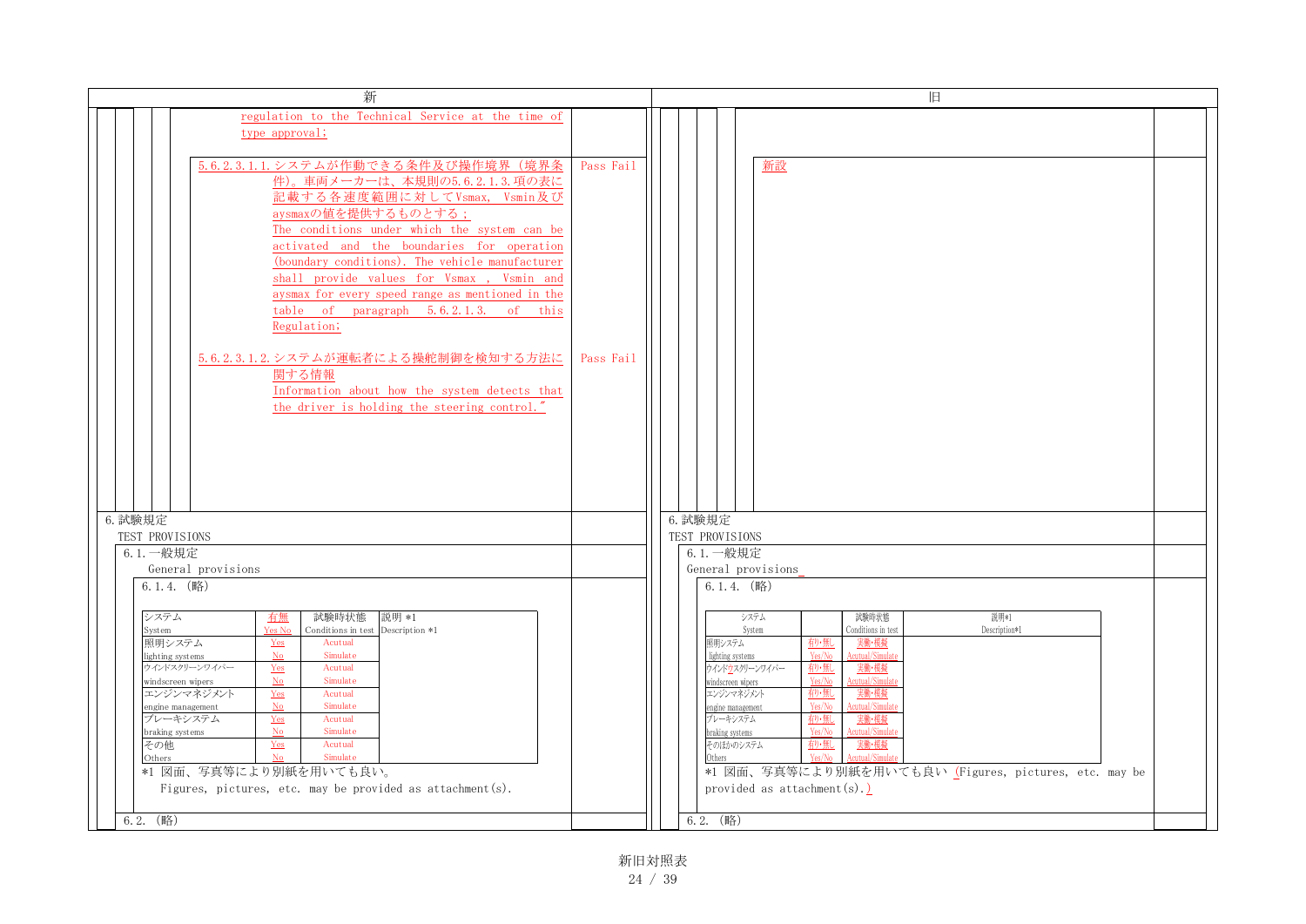| 新 | 旧 |
|---|---|
| regulation to the Technical Service at the time of type approval; | |
| 5.6.2.3.1.1. システムが作動できる条件及び操作境界（境界条件）。車両メーカーは、本規則の5.6.2.1.3.項の表に記載する各速度範囲に対してVsmax, Vsmin及びaysmaxの値を提供するものとする；<br>The conditions under which the system can be activated and the boundaries for operation (boundary conditions). The vehicle manufacturer shall provide values for Vsmax , Vsmin and aysmax for every speed range as mentioned in the table of paragraph 5.6.2.1.3. of this Regulation;　Pass Fail | 新設 |
| 5.6.2.3.1.2. システムが運転者による操舵制御を検知する方法に関する情報<br>Information about how the system detects that the driver is holding the steering control."　Pass Fail | |
| 6. 試験規定<br>TEST PROVISIONS | 6. 試験規定<br>TEST PROVISIONS |
| 6.1. 一般規定<br>General provisions | 6.1. 一般規定<br>General provisions |
| 6.1.4. （略） | 6.1.4. （略） |

**新**

| システム<br>System | 有無<br>Yes No | 試験時状態<br>Conditions in test | 説明 *1<br>Description *1 |
|---|---|---|---|
| 照明システム<br>lighting systems | Yes<br>No | Acutual<br>Simulate | |
| ウインドスクリーンワイパー<br>windscreen wipers | Yes<br>No | Acutual<br>Simulate | |
| エンジンマネジメント<br>engine management | Yes<br>No | Acutual<br>Simulate | |
| ブレーキシステム<br>braking systems | Yes<br>No | Acutual<br>Simulate | |
| その他<br>Others | Yes<br>No | Acutual<br>Simulate | |

*1 図面、写真等により別紙を用いても良い。
Figures, pictures, etc. may be provided as attachment(s).

**旧**

| システム<br>System | | 試験時状態<br>Conditions in test | 説明*1<br>Description*1 |
|---|---|---|---|
| 照明システム<br>lighting systems | 有り・無し<br>Yes/No | 実働・模擬<br>Acutual/Simulate | |
| ウインドウスクリーンワイパー<br>windscreen wipers | 有り・無し<br>Yes/No | 実働・模擬<br>Acutual/Simulate | |
| エンジンマネジメント<br>engine management | 有り・無し<br>Yes/No | 実働・模擬<br>Acutual/Simulate | |
| ブレーキシステム<br>braking systems | 有り・無し<br>Yes/No | 実働・模擬<br>Acutual/Simulate | |
| そのほかのシステム<br>Others | 有り・無し<br>Yes/No | 実働・模擬<br>Acutual/Simulate | |

*1 図面、写真等により別紙を用いても良い (Figures, pictures, etc. may be provided as attachment(s).)

| 新 | 旧 |
|---|---|
| 6.2. （略） | 6.2. （略） |

新旧対照表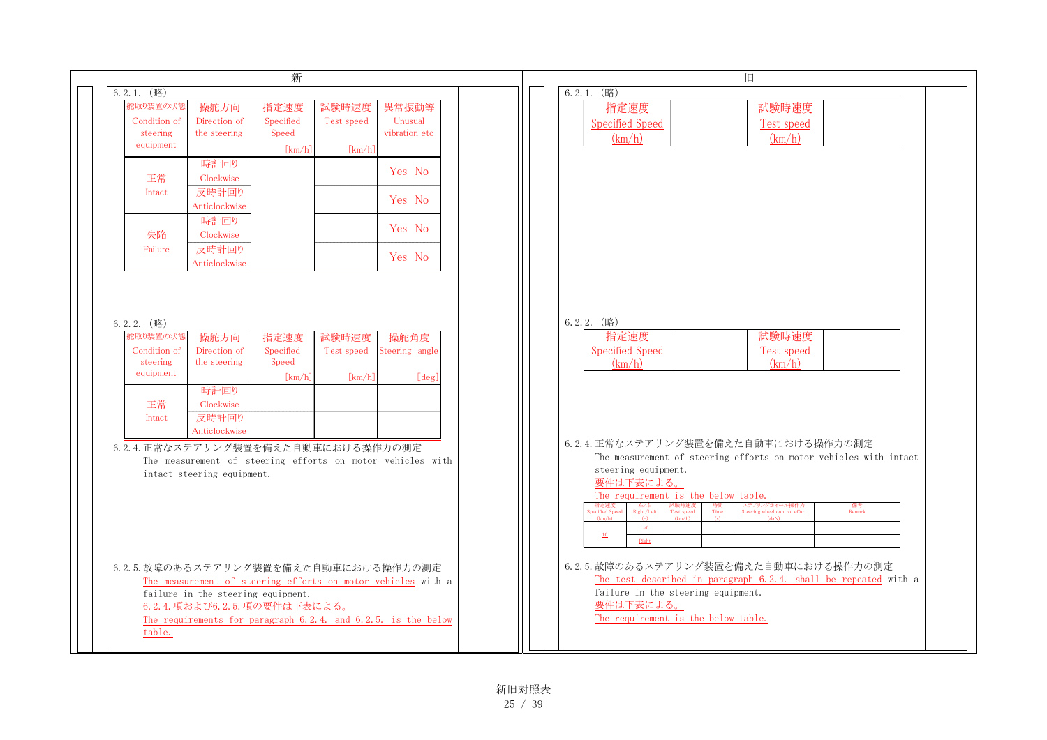| 新 | 旧 |
|---|---|

## 新

6.2.1. (略)

| 舵取り装置の状態 Condition of steering equipment | 操舵方向 Direction of the steering | 指定速度 Specified Speed [km/h] | 試験時速度 Test speed [km/h] | 異常振動等 Unusual vibration etc |
|---|---|---|---|---|
| 正常 Intact | 時計回り Clockwise | | | Yes No |
| | 反時計回り Anticlockwise | | | Yes No |
| 失陥 Failure | 時計回り Clockwise | | | Yes No |
| | 反時計回り Anticlockwise | | | Yes No |

6.2.2. (略)

| 舵取り装置の状態 Condition of steering equipment | 操舵方向 Direction of the steering | 指定速度 Specified Speed [km/h] | 試験時速度 Test speed [km/h] | 操舵角度 Steering angle [deg] |
|---|---|---|---|---|
| 正常 Intact | 時計回り Clockwise | | | |
| | 反時計回り Anticlockwise | | | |

6.2.4. 正常なステアリング装置を備えた自動車における操作力の測定

The measurement of steering efforts on motor vehicles with intact steering equipment.

6.2.5. 故障のあるステアリング装置を備えた自動車における操作力の測定

The measurement of steering efforts on motor vehicles with a failure in the steering equipment.

6.2.4.項および6.2.5.項の要件は下表による。

The requirements for paragraph 6.2.4. and 6.2.5. is the below table.

## 旧

6.2.1. (略)

| 指定速度 Specified Speed (km/h) | | 試験時速度 Test speed (km/h) | |
|---|---|---|---|

6.2.2. (略)

| 指定速度 Specified Speed (km/h) | | 試験時速度 Test speed (km/h) | |
|---|---|---|---|

6.2.4. 正常なステアリング装置を備えた自動車における操作力の測定

The measurement of steering efforts on motor vehicles with intact steering equipment.

要件は下表による。

The requirement is the below table.

| 指定速度 Specified Speed (km/h) | 左/右 Right/Left (-) | 試験時速度 Test speed (km/h) | 時間 Time (s) | ステアリングホイール操作力 Steering wheel control effort (daN) | 備考 Remark |
|---|---|---|---|---|---|
| 10 | Left | | | | |
| | Right | | | | |

6.2.5. 故障のあるステアリング装置を備えた自動車における操作力の測定

The test described in paragraph 6.2.4. shall be repeated with a failure in the steering equipment.

要件は下表による。

The requirement is the below table.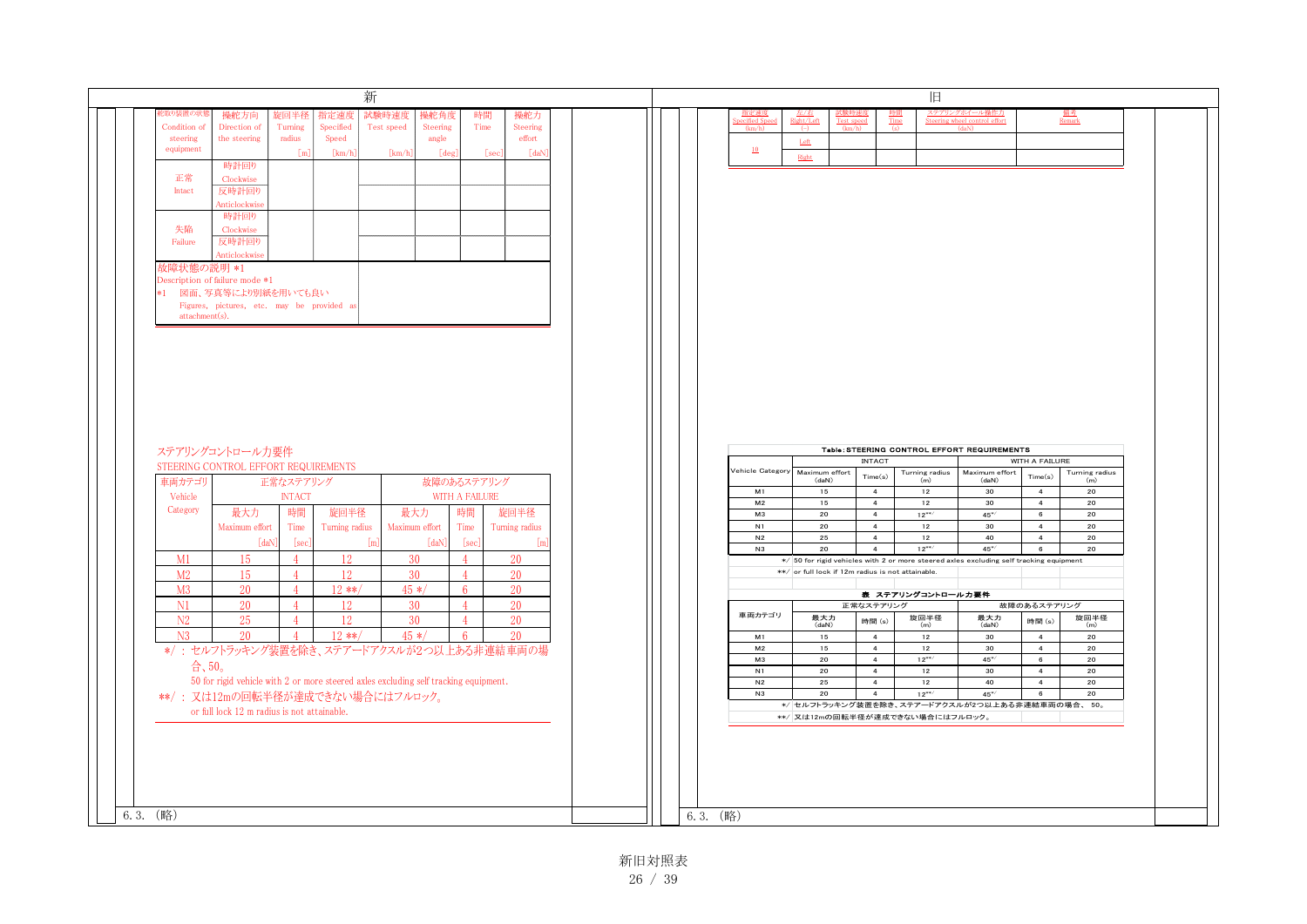新

| 舵取り装置の状態 Condition of steering equipment | 操舵方向 Direction of the steering | 旋回半径 Turning radius [m] | 指定速度 Specified Speed [km/h] | 試験時速度 Test speed [km/h] | 操舵角度 Steering angle [deg] | 時間 Time [sec] | 操舵力 Steering effort [daN] |
|---|---|---|---|---|---|---|---|
| 正常 Intact | 時計回り Clockwise | | | | | | |
| | 反時計回り Anticlockwise | | | | | | |
| 失陥 Failure | 時計回り Clockwise | | | | | | |
| | 反時計回り Anticlockwise | | | | | | |
| 故障状態の説明 *1 Description of failure mode *1 *1 図面、写真等により別紙を用いても良い Figures, pictures, etc. may be provided as attachment(s). | | | | | | | |

ステアリングコントロール力要件
STEERING CONTROL EFFORT REQUIREMENTS

| 車両カテゴリ Vehicle Category | 正常なステアリング INTACT | | | 故障のあるステアリング WITH A FAILURE | | |
|---|---|---|---|---|---|---|
| | 最大力 Maximum effort [daN] | 時間 Time [sec] | 旋回半径 Turning radius [m] | 最大力 Maximum effort [daN] | 時間 Time [sec] | 旋回半径 Turning radius [m] |
| M1 | 15 | 4 | 12 | 30 | 4 | 20 |
| M2 | 15 | 4 | 12 | 30 | 4 | 20 |
| M3 | 20 | 4 | 12 **/ | 45 */ | 6 | 20 |
| N1 | 20 | 4 | 12 | 30 | 4 | 20 |
| N2 | 25 | 4 | 12 | 30 | 4 | 20 |
| N3 | 20 | 4 | 12 **/ | 45 */ | 6 | 20 |

*/ ：セルフトラッキング装置を除き、ステアードアクスルが2つ以上ある非連結車両の場合、50。
50 for rigid vehicle with 2 or more steered axles excluding self tracking equipment.

**/ ：又は12mの回転半径が達成できない場合にはフルロック。
or full lock 12 m radius is not attainable.

6.3. (略)

旧

| 指定速度 Specified Speed (km/h) | 右/左 Right/Left (-) | 試験時速度 Test speed (km/h) | 時間 Time (s) | ステアリングホイール操作力 Steering wheel control effort (daN) | 備考 Remark |
|---|---|---|---|---|---|
| 10 | Left | | | | |
| | Right | | | | |

Table: STEERING CONTROL EFFORT REQUIREMENTS

| Vehicle Category | INTACT | | | WITH A FAILURE | | |
|---|---|---|---|---|---|---|
| | Maximum effort (daN) | Time(s) | Turning radius (m) | Maximum effort (daN) | Time(s) | Turning radius (m) |
| M1 | 15 | 4 | 12 | 30 | 4 | 20 |
| M2 | 15 | 4 | 12 | 30 | 4 | 20 |
| M3 | 20 | 4 | 12**/ | 45*/ | 6 | 20 |
| N1 | 20 | 4 | 12 | 30 | 4 | 20 |
| N2 | 25 | 4 | 12 | 40 | 4 | 20 |
| N3 | 20 | 4 | 12**/ | 45*/ | 6 | 20 |

*/ 50 for rigid vehicles with 2 or more steered axles excluding self tracking equipment
**/ or full lock if 12m radius is not attainable.

表 ステアリングコントロール力要件

| 車両カテゴリ | 正常なステアリング | | | 故障のあるステアリング | | |
|---|---|---|---|---|---|---|
| | 最大力 (daN) | 時間 (s) | 旋回半径 (m) | 最大力 (daN) | 時間 (s) | 旋回半径 (m) |
| M1 | 15 | 4 | 12 | 30 | 4 | 20 |
| M2 | 15 | 4 | 12 | 30 | 4 | 20 |
| M3 | 20 | 4 | 12**/ | 45*/ | 6 | 20 |
| N1 | 20 | 4 | 12 | 30 | 4 | 20 |
| N2 | 25 | 4 | 12 | 40 | 4 | 20 |
| N3 | 20 | 4 | 12**/ | 45*/ | 6 | 20 |

*/ セルフトラッキング装置を除き、ステアードアクスルが2つ以上ある非連結車両の場合、50。
**/ 又は12mの回転半径が達成できない場合にはフルロック。

6.3. (略)

新旧対照表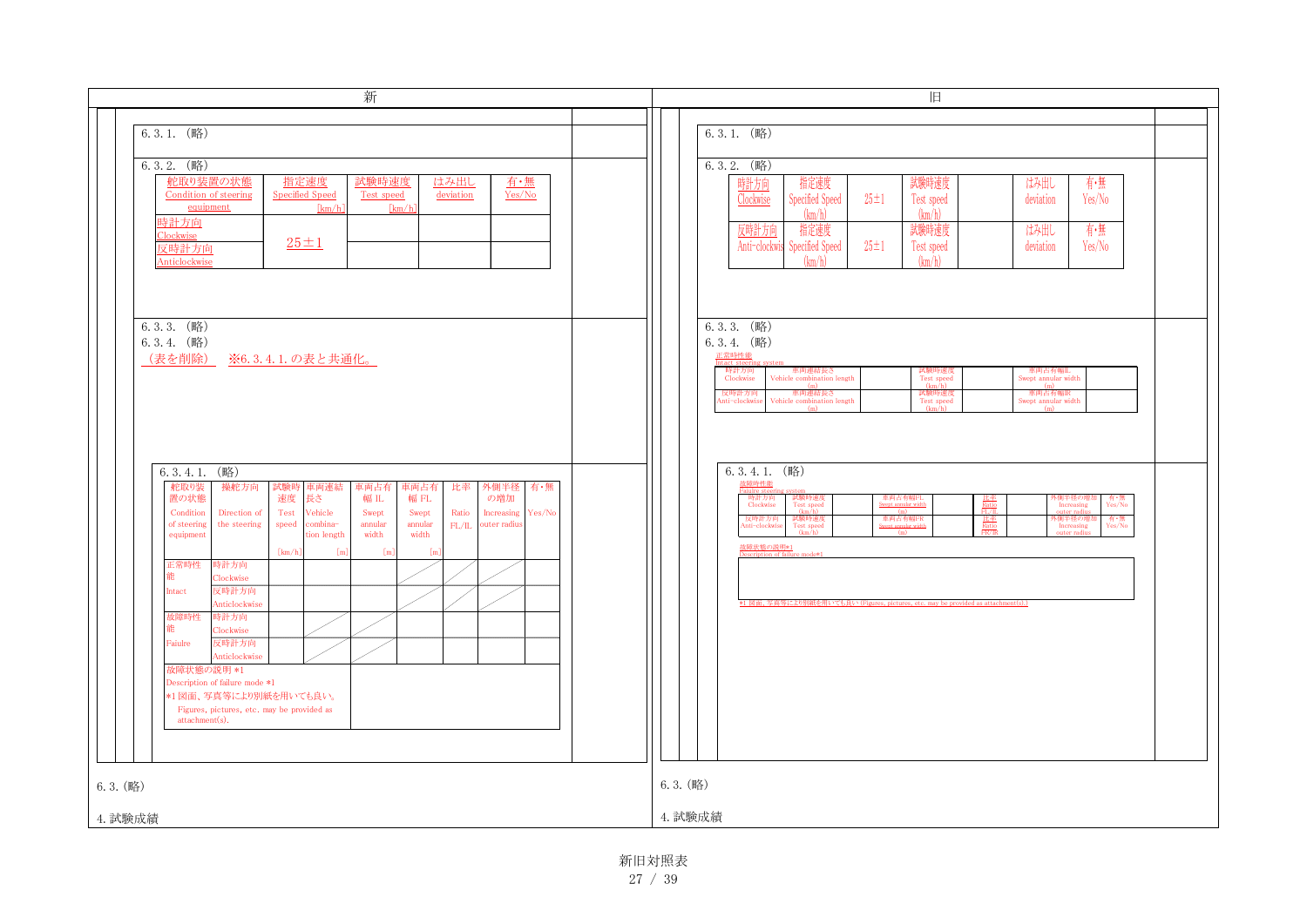| 新 | 旧 |
|---|---|

## 新

6.3.1.（略）

6.3.2.（略）

| 舵取り装置の状態 Condition of steering equipment | 指定速度 Specified Speed [km/h] | 試験時速度 Test speed [km/h] | はみ出し deviation | 有・無 Yes/No |
|---|---|---|---|---|
| 時計方向 Clockwise | 25±1 | | | |
| 反時計方向 Anticlockwise | | | | |

6.3.3.（略）

6.3.4.（略）

（表を削除）　※6.3.4.1.の表と共通化。

6.3.4.1.（略）

| 舵取り装置の状態 Condition of steering equipment | 操舵方向 Direction of the steering | 試験時速度 Test speed [km/h] | 車両連結長さ Vehicle combination length [m] | 車両占有幅 IL Swept annular width [m] | 車両占有幅 FL Swept annular width [m] | 比率 Ratio FL/IL | 外側半径の増加 Increasing outer radius | 有・無 Yes/No |
|---|---|---|---|---|---|---|---|---|
| 正常時性能 Intact | 時計方向 Clockwise | | | | | | | |
| | 反時計方向 Anticlockwise | | | | | | | |
| 故障時性能 Failure | 時計方向 Clockwise | | | | | | | |
| | 反時計方向 Anticlockwise | | | | | | | |
| 故障状態の説明 *1 Description of failure mode *1 *1 図面、写真等により別紙を用いても良い。 Figures, pictures, etc. may be provided as attachment(s). | | | | | | | | |

6.3.（略）

4. 試験成績

## 旧

6.3.1.（略）

6.3.2.（略）

| 時計方向 Clockwise | 指定速度 Specified Speed (km/h) | 25±1 | 試験時速度 Test speed (km/h) | | はみ出し deviation | 有・無 Yes/No |
|---|---|---|---|---|---|---|
| 反時計方向 Anti-clockwise | 指定速度 Specified Speed (km/h) | 25±1 | 試験時速度 Test speed (km/h) | | はみ出し deviation | 有・無 Yes/No |

6.3.3.（略）

6.3.4.（略）

正常時性能
Intact steering system

| 時計方向 Clockwise | 車両連結長さ Vehicle combination length (m) | | 試験時速度 Test speed (km/h) | | 車両占有幅IL Swept annular width (m) | |
|---|---|---|---|---|---|---|
| 反時計方向 Anti-clockwise | 車両連結長さ Vehicle combination length (m) | | 試験時速度 Test speed (km/h) | | 車両占有幅IR Swept annular width (m) | |

6.3.4.1.（略）

故障時性能
Failure steering system

| 時計方向 Clockwise | 試験時速度 Test speed (km/h) | | 車両占有幅FL Swept annular width (m) | | 比率 Ratio FL/IL | | 外側半径の増加 Increasing outer radius | 有・無 Yes/No |
|---|---|---|---|---|---|---|---|---|
| 反時計方向 Anti-clockwise | 試験時速度 Test speed (km/h) | | 車両占有幅FR Swept annular width (m) | | 比率 Ratio FR/IR | | 外側半径の増加 Increasing outer radius | 有・無 Yes/No |

故障状態の説明*1
Description of failure mode*1

| |
|---|
| |

*1 図面、写真等により別紙を用いても良い(Figures, pictures, etc. may be provided as attachment(s).)

6.3.（略）

4. 試験成績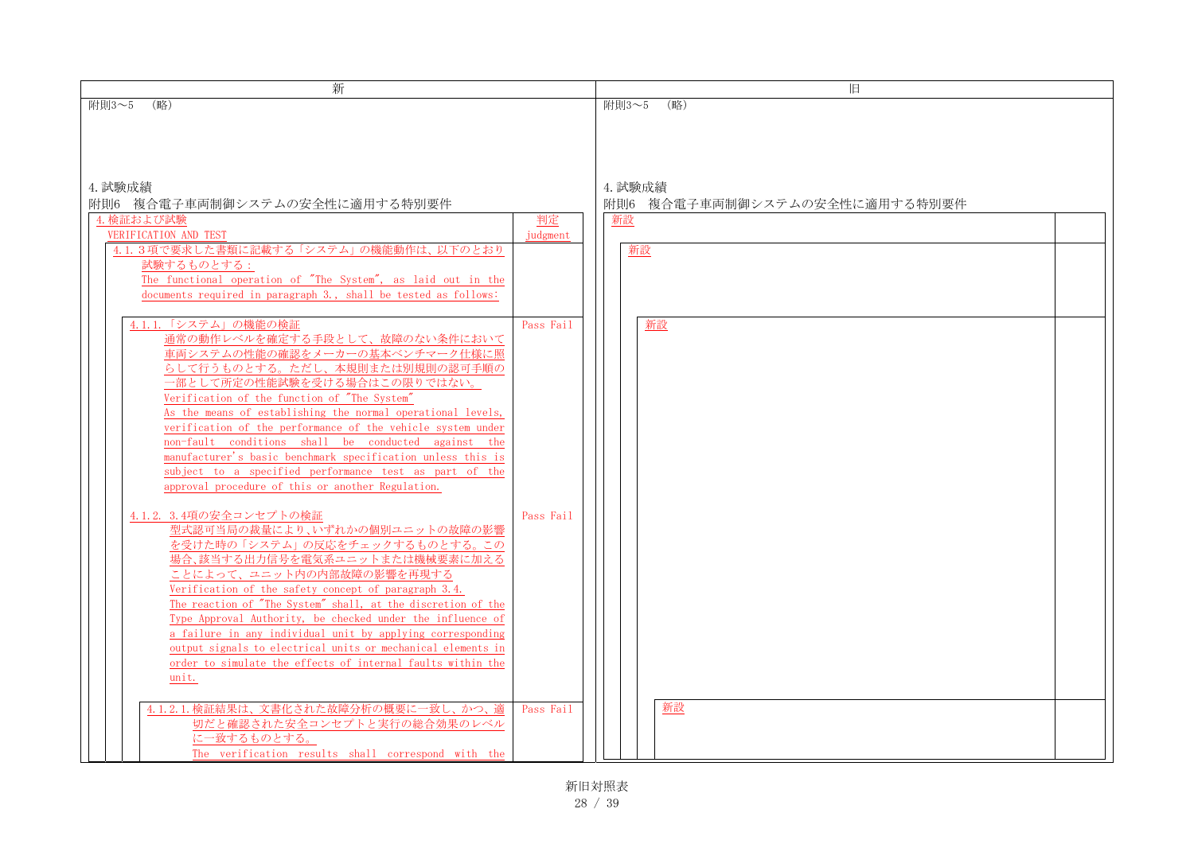| 新 | 旧 |
|---|---|
| 附則3～5　（略） | 附則3～5　（略） |
| 4. 試験成績<br>附則6　複合電子車両制御システムの安全性に適用する特別要件 | 4. 試験成績<br>附則6　複合電子車両制御システムの安全性に適用する特別要件 |

**新**

| | 判定<br>judgment |
|---|---|
| 4. 検証および試験<br>VERIFICATION AND TEST | |
| 4.1. 3項で要求した書類に記載する「システム」の機能動作は、以下のとおり試験するものとする：<br>The functional operation of "The System", as laid out in the documents required in paragraph 3., shall be tested as follows: | |
| 4.1.1. 「システム」の機能の検証<br>通常の動作レベルを確定する手段として、故障のない条件において車両システムの性能の確認をメーカーの基本ベンチマーク仕様に照らして行うものとする。ただし、本規則または別規則の認可手順の一部として所定の性能試験を受ける場合はこの限りではない。<br>Verification of the function of "The System"<br>As the means of establishing the normal operational levels, verification of the performance of the vehicle system under non-fault conditions shall be conducted against the manufacturer's basic benchmark specification unless this is subject to a specified performance test as part of the approval procedure of this or another Regulation. | Pass Fail |
| 4.1.2. 3.4項の安全コンセプトの検証<br>型式認可当局の裁量により、いずれかの個別ユニットの故障の影響を受けた時の「システム」の反応をチェックするものとする。この場合、該当する出力信号を電気系ユニットまたは機械要素に加えることによって、ユニット内の内部故障の影響を再現する<br>Verification of the safety concept of paragraph 3.4.<br>The reaction of "The System" shall, at the discretion of the Type Approval Authority, be checked under the influence of a failure in any individual unit by applying corresponding output signals to electrical units or mechanical elements in order to simulate the effects of internal faults within the unit. | Pass Fail |
| 4.1.2.1. 検証結果は、文書化された故障分析の概要に一致し、かつ、適切だと確認された安全コンセプトと実行の総合効果のレベルに一致するものとする。<br>The verification results shall correspond with the | Pass Fail |

**旧**

| | |
|---|---|
| 新設 | |
| 新設 | |
| 新設 | |
| 新設 | |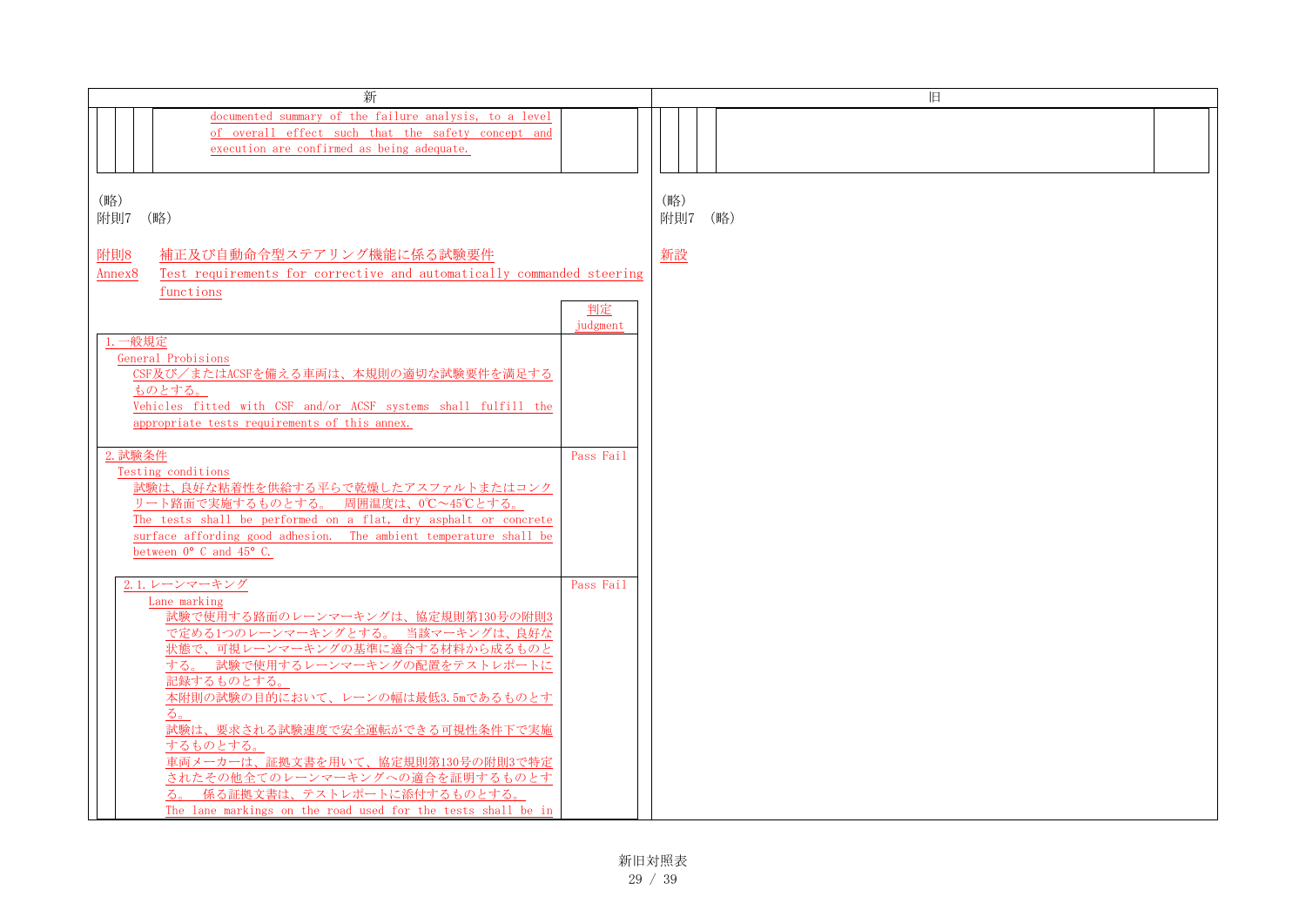| 新 | 旧 |
| --- | --- |
| documented summary of the failure analysis, to a level of overall effect such that the safety concept and execution are confirmed as being adequate. | |
| (略)<br>附則7 (略) | (略)<br>附則7 (略) |
| 附則8 補正及び自動命令型ステアリング機能に係る試験要件<br>Annex8 Test requirements for corrective and automatically commanded steering functions | 新設 |

| | 判定<br>judgment |
| --- | --- |
| 1.一般規定<br>General Probisions<br>CSF及び/またはACSFを備える車両は、本規則の適切な試験要件を満足するものとする。<br>Vehicles fitted with CSF and/or ACSF systems shall fulfill the appropriate tests requirements of this annex. | |
| 2.試験条件<br>Testing conditions<br>試験は、良好な粘着性を供給する平らで乾燥したアスファルトまたはコンクリート路面で実施するものとする。 周囲温度は、0℃~45℃とする。<br>The tests shall be performed on a flat, dry asphalt or concrete surface affording good adhesion. The ambient temperature shall be between 0° C and 45° C. | Pass Fail |
| 2.1. レーンマーキング<br>Lane marking<br>試験で使用する路面のレーンマーキングは、協定規則第130号の附則3で定める1つのレーンマーキングとする。 当該マーキングは、良好な状態で、可視レーンマーキングの基準に適合する材料から成るものとする。 試験で使用するレーンマーキングの配置をテストレポートに記録するものとする。<br>本附則の試験の目的において、レーンの幅は最低3.5mであるものとする。<br>試験は、要求される試験速度で安全運転ができる可視性条件下で実施するものとする。<br>車両メーカーは、証拠文書を用いて、協定規則第130号の附則3で特定されたその他全てのレーンマーキングへの適合を証明するものとする。 係る証拠文書は、テストレポートに添付するものとする。<br>The lane markings on the road used for the tests shall be in | Pass Fail |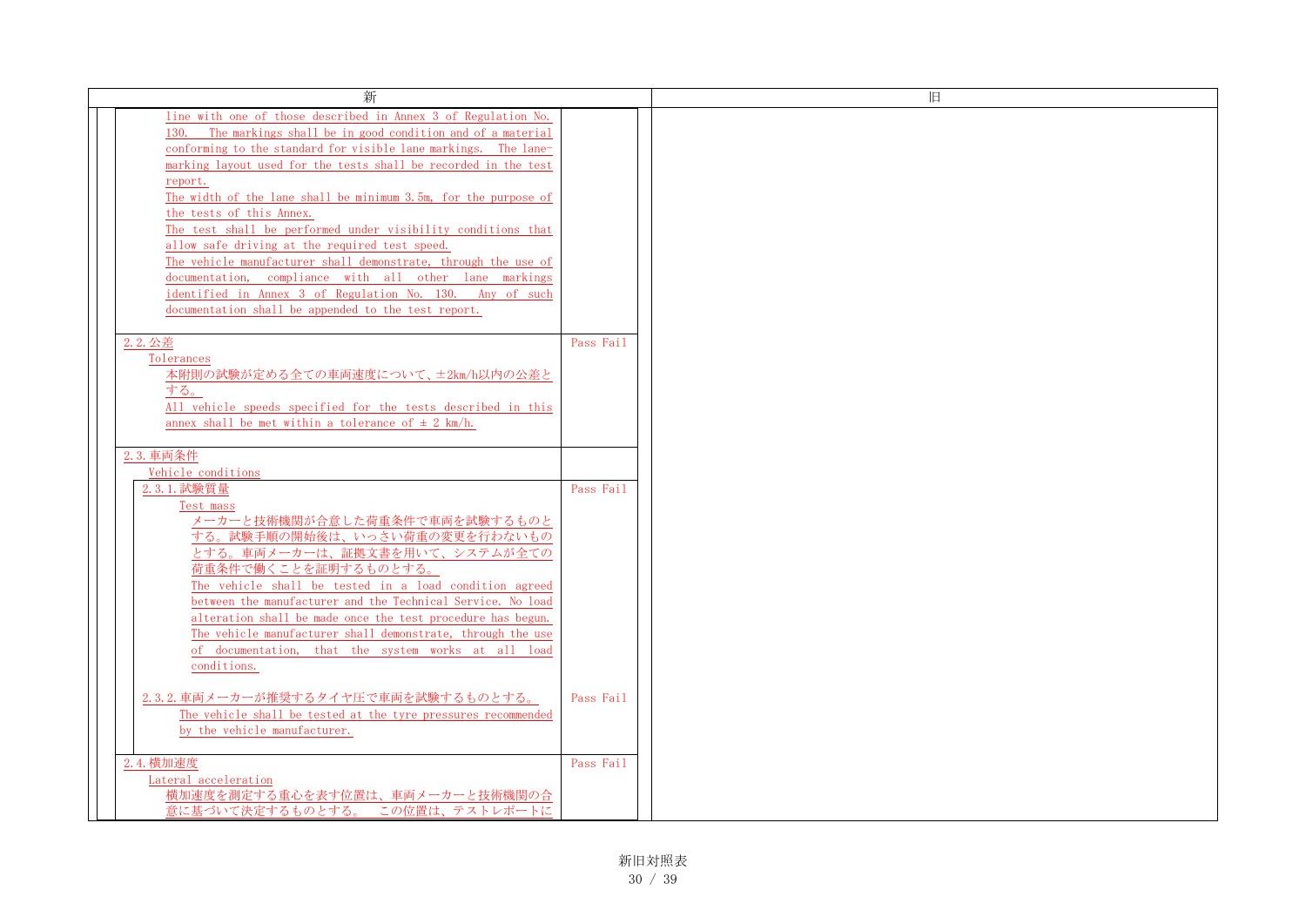| 新 | | 旧 |
|---|---|---|
| line with one of those described in Annex 3 of Regulation No. 130. The markings shall be in good condition and of a material conforming to the standard for visible lane markings. The lane-marking layout used for the tests shall be recorded in the test report.<br>The width of the lane shall be minimum 3.5m, for the purpose of the tests of this Annex.<br>The test shall be performed under visibility conditions that allow safe driving at the required test speed.<br>The vehicle manufacturer shall demonstrate, through the use of documentation, compliance with all other lane markings identified in Annex 3 of Regulation No. 130. Any of such documentation shall be appended to the test report. | | |
| 2.2. 公差<br>Tolerances<br>本附則の試験が定める全ての車両速度について、±2km/h以内の公差とする。<br>All vehicle speeds specified for the tests described in this annex shall be met within a tolerance of ± 2 km/h. | Pass Fail | |
| 2.3. 車両条件<br>Vehicle conditions | | |
| 2.3.1. 試験質量<br>Test mass<br>メーカーと技術機関が合意した荷重条件で車両を試験するものとする。試験手順の開始後は、いっさい荷重の変更を行わないものとする。車両メーカーは、証拠文書を用いて、システムが全ての荷重条件で働くことを証明するものとする。<br>The vehicle shall be tested in a load condition agreed between the manufacturer and the Technical Service. No load alteration shall be made once the test procedure has begun. The vehicle manufacturer shall demonstrate, through the use of documentation, that the system works at all load conditions. | Pass Fail | |
| 2.3.2. 車両メーカーが推奨するタイヤ圧で車両を試験するものとする。<br>The vehicle shall be tested at the tyre pressures recommended by the vehicle manufacturer. | Pass Fail | |
| 2.4. 横加速度<br>Lateral acceleration<br>横加速度を測定する重心を表す位置は、車両メーカーと技術機関の合意に基づいて決定するものとする。 この位置は、テストレポートに | Pass Fail | |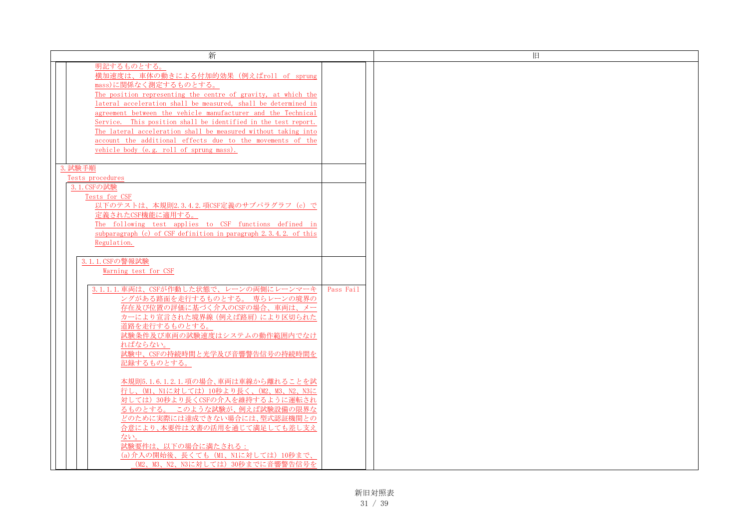| 新 | 旧 |
| --- | --- |
| 明記するものとする。<br>横加速度は、車体の動きによる付加的効果（例えばroll of sprung mass)に関係なく測定するものとする。<br>The position representing the centre of gravity, at which the lateral acceleration shall be measured, shall be determined in agreement between the vehicle manufacturer and the Technical Service. This position shall be identified in the test report.<br>The lateral acceleration shall be measured without taking into account the additional effects due to the movements of the vehicle body (e.g. roll of sprung mass).<br><br>3.試験手順<br>Tests procedures<br><br>3.1.CSFの試験<br>Tests for CSF<br>以下のテストは、本規則2.3.4.2.項CSF定義のサブパラグラフ（c）で定義されたCSF機能に適用する。<br>The following test applies to CSF functions defined in subparagraph (c) of CSF definition in paragraph 2.3.4.2. of this Regulation.<br><br>3.1.1.CSFの警報試験<br>Warning test for CSF<br><br>3.1.1.1.車両は、CSFが作動した状態で、レーンの両側にレーンマーキングがある路面を走行するものとする。 専らレーンの境界の存在及び位置の評価に基づく介入のCSFの場合、車両は、メーカーにより宣言された境界線（例えば路肩）により区切られた道路を走行するものとする。<br>試験条件及び車両の試験速度はシステムの動作範囲内でなければならない。<br>試験中、CSFの持続時間と光学及び音響警告信号の持続時間を記録するものとする。<br><br>本規則5.1.6.1.2.1.項の場合、車両は車線から離れることを試行し、（M1、N1に対しては）10秒より長く、（M2、M3、N2、N3に対しては）30秒より長くCSFの介入を維持するように運転されるものとする。 このような試験が、例えば試験設備の限界などのために実際には達成できない場合には、型式認証機関との合意により、本要件は文書の活用を通じて満足しても差し支えない。<br>試験要件は、以下の場合に満たされる：<br>(a)介入の開始後、長くても（M1、N1に対しては）10秒まで、（M2、M3、N2、N3に対しては）30秒までに音響警告信号を<br><br>Pass Fail | |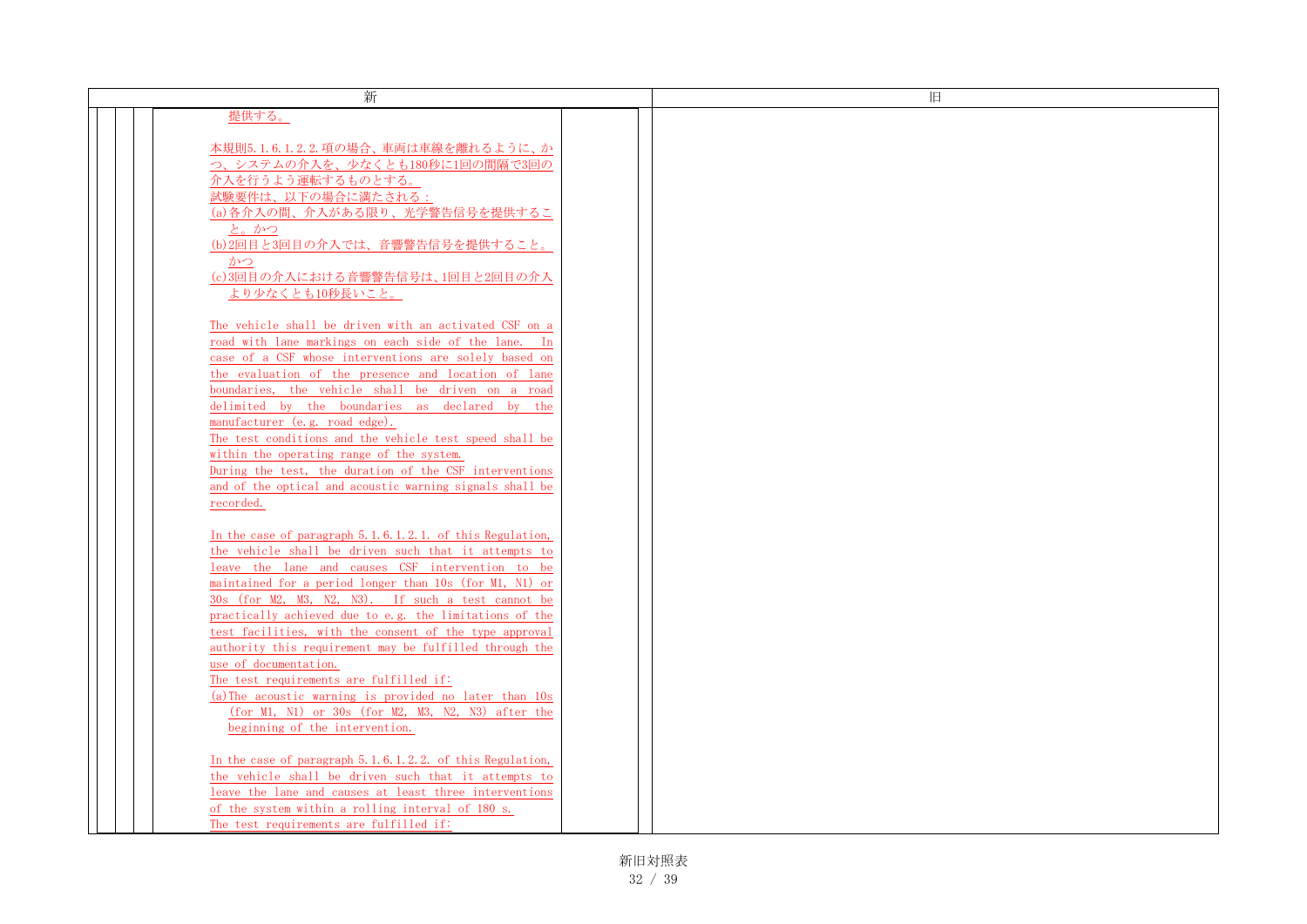| 新 | 旧 |
|---|---|
| 提供する。<br><br>本規則5.1.6.1.2.2.項の場合、車両は車線を離れるように、かつ、システムの介入を、少なくとも180秒に1回の間隔で3回の介入を行うよう運転するものとする。<br>試験要件は、以下の場合に満たされる：<br>(a)各介入の間、介入がある限り、光学警告信号を提供すること。かつ<br>(b)2回目と3回目の介入では、音響警告信号を提供すること。かつ<br>(c)3回目の介入における音響警告信号は、1回目と2回目の介入より少なくとも10秒長いこと。<br><br>The vehicle shall be driven with an activated CSF on a road with lane markings on each side of the lane. In case of a CSF whose interventions are solely based on the evaluation of the presence and location of lane boundaries, the vehicle shall be driven on a road delimited by the boundaries as declared by the manufacturer (e.g. road edge).<br>The test conditions and the vehicle test speed shall be within the operating range of the system.<br>During the test, the duration of the CSF interventions and of the optical and acoustic warning signals shall be recorded.<br><br>In the case of paragraph 5.1.6.1.2.1. of this Regulation, the vehicle shall be driven such that it attempts to leave the lane and causes CSF intervention to be maintained for a period longer than 10s (for M1, N1) or 30s (for M2, M3, N2, N3). If such a test cannot be practically achieved due to e.g. the limitations of the test facilities, with the consent of the type approval authority this requirement may be fulfilled through the use of documentation.<br>The test requirements are fulfilled if:<br>(a) The acoustic warning is provided no later than 10s (for M1, N1) or 30s (for M2, M3, N2, N3) after the beginning of the intervention.<br><br>In the case of paragraph 5.1.6.1.2.2. of this Regulation, the vehicle shall be driven such that it attempts to leave the lane and causes at least three interventions of the system within a rolling interval of 180 s.<br>The test requirements are fulfilled if: | |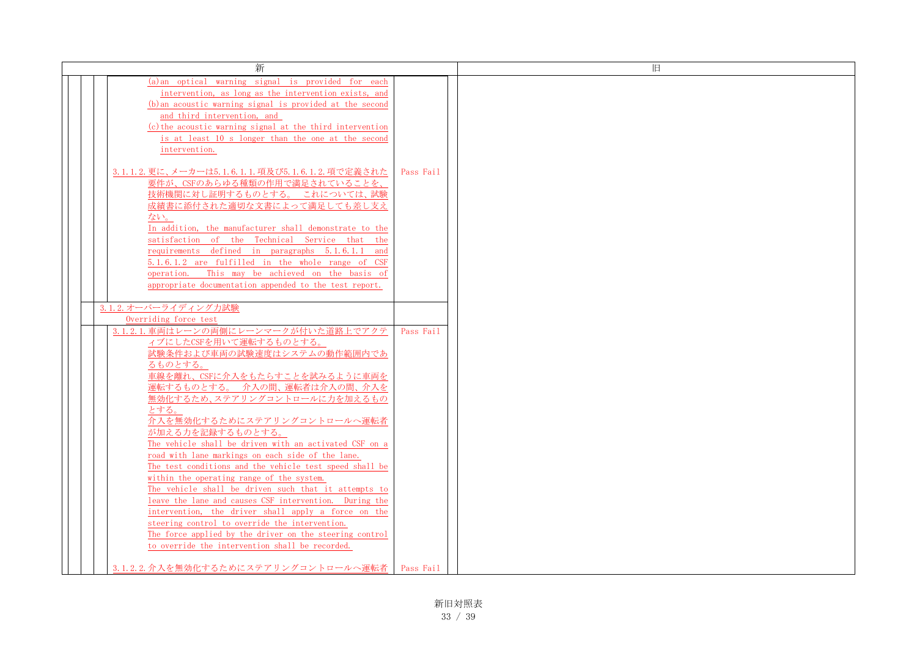| 新 | | 旧 |
|---|---|---|
| (a) an optical warning signal is provided for each intervention, as long as the intervention exists, and<br>(b) an acoustic warning signal is provided at the second and third intervention, and<br>(c) the acoustic warning signal at the third intervention is at least 10 s longer than the one at the second intervention. | | |
| 3.1.1.2. 更に、メーカーは5.1.6.1.1.項及び5.1.6.1.2.項で定義された要件が、CSFのあらゆる種類の作用で満足されていることを、技術機関に対し証明するものとする。 これについては、試験成績書に添付された適切な文書によって満足しても差し支えない。<br>In addition, the manufacturer shall demonstrate to the satisfaction of the Technical Service that the requirements defined in paragraphs 5.1.6.1.1 and 5.1.6.1.2 are fulfilled in the whole range of CSF operation. This may be achieved on the basis of appropriate documentation appended to the test report. | Pass Fail | |
| 3.1.2. オーバーライディング力試験<br>Overriding force test | | |
| 3.1.2.1. 車両はレーンの両側にレーンマークが付いた道路上でアクティブにしたCSFを用いて運転するものとする。<br>試験条件および車両の試験速度はシステムの動作範囲内であるものとする。<br>車線を離れ、CSFに介入をもたらすことを試みるように車両を運転するものとする。 介入の間、運転者は介入の間、介入を無効化するため、ステアリングコントロールに力を加えるものとする。<br>介入を無効化するためにステアリングコントロールへ運転者が加える力を記録するものとする。<br>The vehicle shall be driven with an activated CSF on a road with lane markings on each side of the lane.<br>The test conditions and the vehicle test speed shall be within the operating range of the system.<br>The vehicle shall be driven such that it attempts to leave the lane and causes CSF intervention. During the intervention, the driver shall apply a force on the steering control to override the intervention.<br>The force applied by the driver on the steering control to override the intervention shall be recorded. | Pass Fail | |
| 3.1.2.2. 介入を無効化するためにステアリングコントロールへ運転者 | Pass Fail | |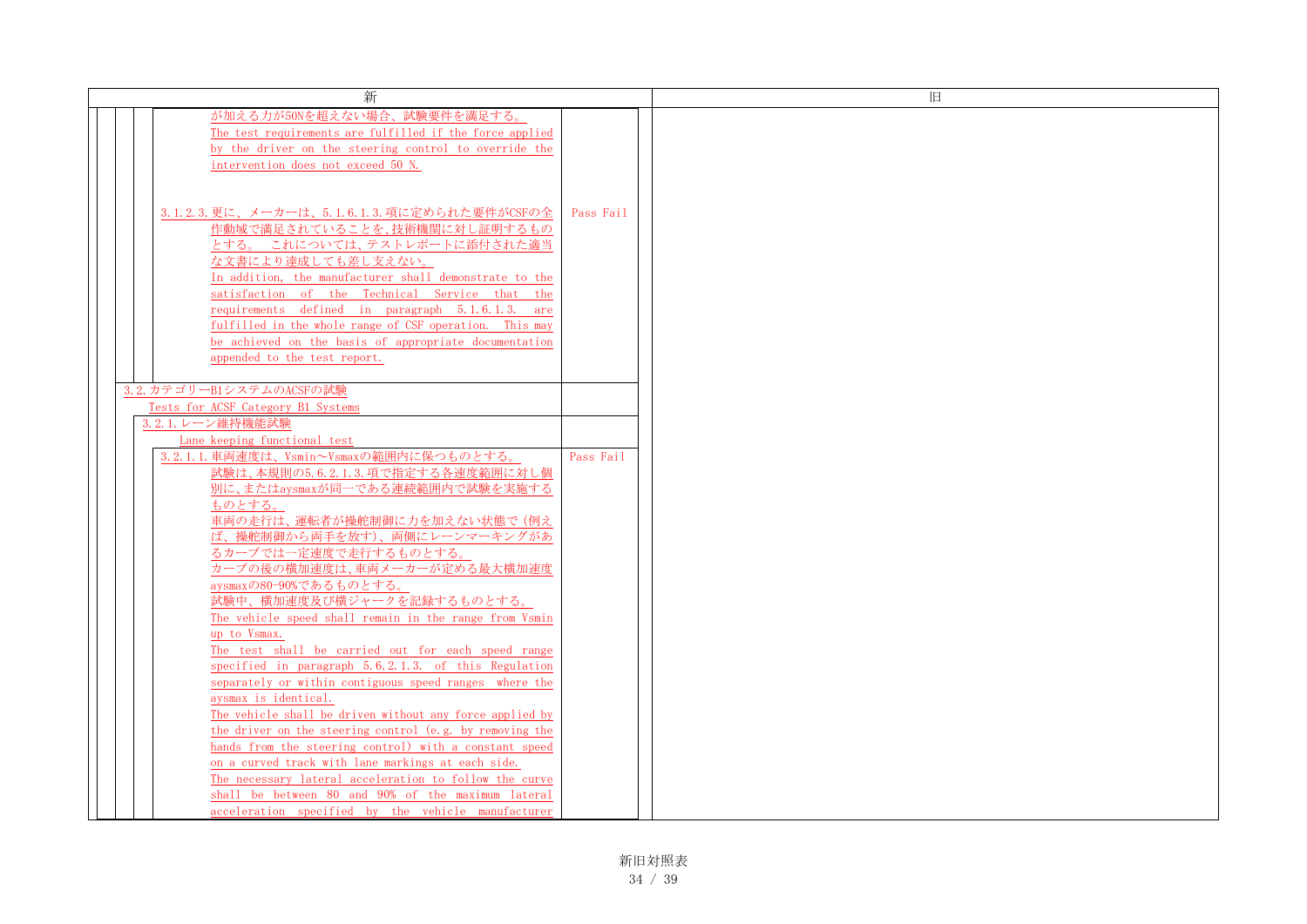| 新 | | 旧 |
|---|---|---|
| が加える力が50Nを超えない場合、試験要件を満足する。<br>The test requirements are fulfilled if the force applied by the driver on the steering control to override the intervention does not exceed 50 N. | | |
| 3.1.2.3. 更に、メーカーは、5.1.6.1.3.項に定められた要件がCSFの全作動域で満足されていることを、技術機関に対し証明するものとする。 これについては、テストレポートに添付された適当な文書により達成しても差し支えない。<br>In addition, the manufacturer shall demonstrate to the satisfaction of the Technical Service that the requirements defined in paragraph 5.1.6.1.3. are fulfilled in the whole range of CSF operation. This may be achieved on the basis of appropriate documentation appended to the test report. | Pass Fail | |
| 3.2. カテゴリーB1システムのACSFの試験<br>Tests for ACSF Category B1 Systems | | |
| 3.2.1. レーン維持機能試験<br>Lane keeping functional test | | |
| 3.2.1.1. 車両速度は、Vsmin～Vsmaxの範囲内に保つものとする。<br>試験は、本規則の5.6.2.1.3.項で指定する各速度範囲に対し個別に、またはaysmaxが同一である連続範囲内で試験を実施するものとする。<br>車両の走行は、運転者が操舵制御に力を加えない状態で（例えば、操舵制御から両手を放す）、両側にレーンマーキングがあるカーブでは一定速度で走行するものとする。<br>カーブの後の横加速度は、車両メーカーが定める最大横加速度aysmaxの80-90%であるものとする。<br>試験中、横加速度及び横ジャークを記録するものとする。<br>The vehicle speed shall remain in the range from Vsmin up to Vsmax.<br>The test shall be carried out for each speed range specified in paragraph 5.6.2.1.3. of this Regulation separately or within contiguous speed ranges where the aysmax is identical.<br>The vehicle shall be driven without any force applied by the driver on the steering control (e.g. by removing the hands from the steering control) with a constant speed on a curved track with lane markings at each side.<br>The necessary lateral acceleration to follow the curve shall be between 80 and 90% of the maximum lateral acceleration specified by the vehicle manufacturer | Pass Fail | |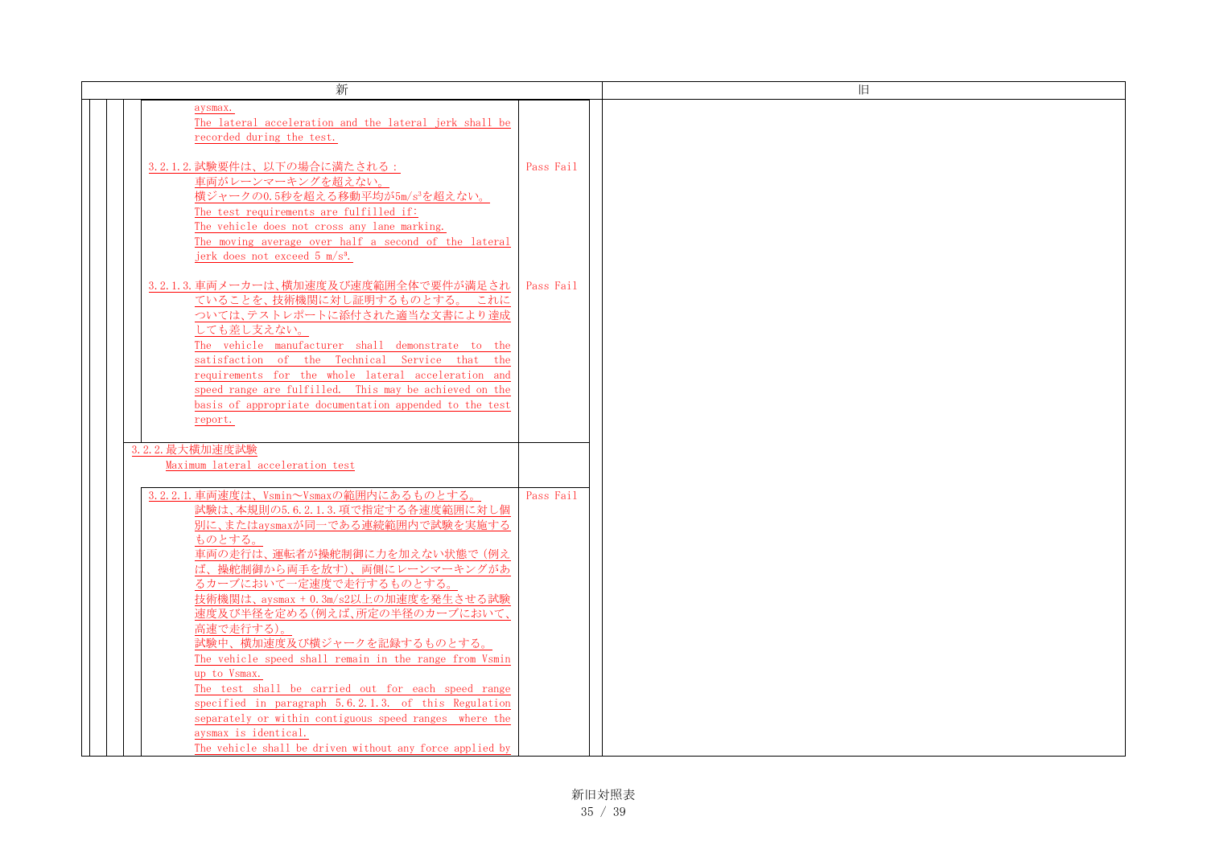| 新 | 旧 |
|---|---|
| aysmax.<br>The lateral acceleration and the lateral jerk shall be recorded during the test.<br><br>3.2.1.2. 試験要件は、以下の場合に満たされる：<br>車両がレーンマーキングを超えない。<br>横ジャークの0.5秒を超える移動平均が5m/s³を超えない。<br>The test requirements are fulfilled if:<br>The vehicle does not cross any lane marking.<br>The moving average over half a second of the lateral jerk does not exceed 5 m/s³. — Pass Fail<br><br>3.2.1.3. 車両メーカーは、横加速度及び速度範囲全体で要件が満足されていることを、技術機関に対し証明するものとする。 これについては、テストレポートに添付された適当な文書により達成しても差し支えない。<br>The vehicle manufacturer shall demonstrate to the satisfaction of the Technical Service that the requirements for the whole lateral acceleration and speed range are fulfilled. This may be achieved on the basis of appropriate documentation appended to the test report. — Pass Fail<br><br>3.2.2. 最大横加速度試験<br>Maximum lateral acceleration test<br><br>3.2.2.1. 車両速度は、Vsmin～Vsmaxの範囲内にあるものとする。<br>試験は、本規則の5.6.2.1.3.項で指定する各速度範囲に対し個別に、またはaysmaxが同一である連続範囲内で試験を実施するものとする。<br>車両の走行は、運転者が操舵制御に力を加えない状態で（例えば、操舵制御から両手を放す）、両側にレーンマーキングがあるカーブにおいて一定速度で走行するものとする。<br>技術機関は、aysmax + 0.3m/s2以上の加速度を発生させる試験速度及び半径を定める（例えば、所定の半径のカーブにおいて、高速で走行する）。<br>試験中、横加速度及び横ジャークを記録するものとする。<br>The vehicle speed shall remain in the range from Vsmin up to Vsmax.<br>The test shall be carried out for each speed range specified in paragraph 5.6.2.1.3. of this Regulation separately or within contiguous speed ranges where the aysmax is identical.<br>The vehicle shall be driven without any force applied by — Pass Fail | |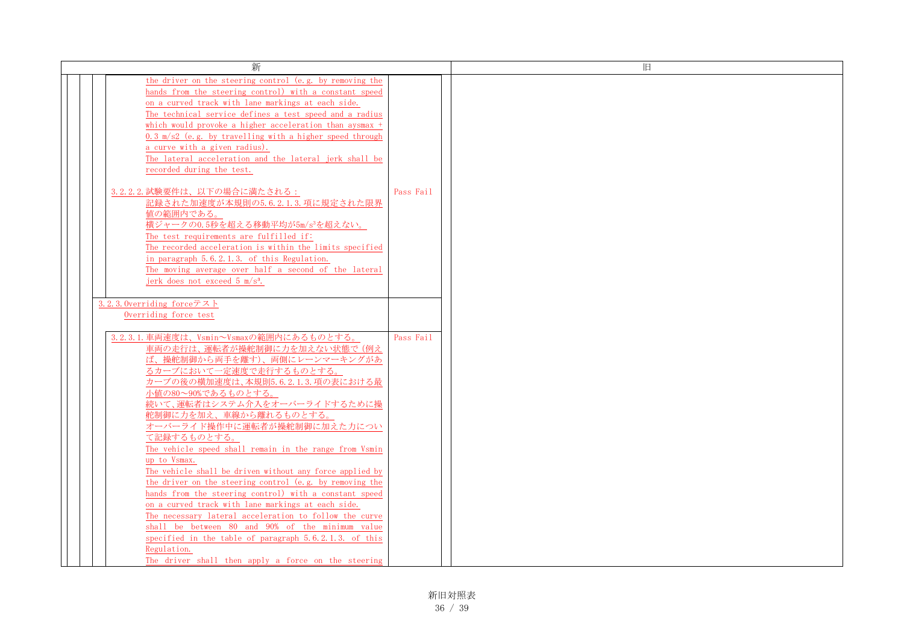| 新 | 旧 |
|---|---|
| the driver on the steering control (e.g. by removing the hands from the steering control) with a constant speed on a curved track with lane markings at each side.<br>The technical service defines a test speed and a radius which would provoke a higher acceleration than aysmax + 0.3 m/s2 (e.g. by travelling with a higher speed through a curve with a given radius).<br>The lateral acceleration and the lateral jerk shall be recorded during the test.<br><br>3.2.2.2. 試験要件は、以下の場合に満たされる：<br>記録された加速度が本規則の5.6.2.1.3.項に規定された限界値の範囲内である。<br>横ジャークの0.5秒を超える移動平均が5m/s³を超えない。<br>The test requirements are fulfilled if:<br>The recorded acceleration is within the limits specified in paragraph 5.6.2.1.3. of this Regulation.<br>The moving average over half a second of the lateral jerk does not exceed 5 m/s³. — Pass Fail<br><br>3.2.3. Overriding forceテスト<br>Overriding force test<br><br>3.2.3.1. 車両速度は、Vsmin～Vsmaxの範囲内にあるものとする。<br>車両の走行は、運転者が操舵制御に力を加えない状態で（例えば、操舵制御から両手を離す）、両側にレーンマーキングがあるカーブにおいて一定速度で走行するものとする。<br>カーブの後の横加速度は、本規則5.6.2.1.3.項の表における最小値の80～90%であるものとする。<br>続いて、運転者はシステム介入をオーバーライドするために操舵制御に力を加え、車線から離れるものとする。<br>オーバーライド操作中に運転者が操舵制御に加えた力について記録するものとする。<br>The vehicle speed shall remain in the range from Vsmin up to Vsmax.<br>The vehicle shall be driven without any force applied by the driver on the steering control (e.g. by removing the hands from the steering control) with a constant speed on a curved track with lane markings at each side.<br>The necessary lateral acceleration to follow the curve shall be between 80 and 90% of the minimum value specified in the table of paragraph 5.6.2.1.3. of this Regulation.<br>The driver shall then apply a force on the steering — Pass Fail | |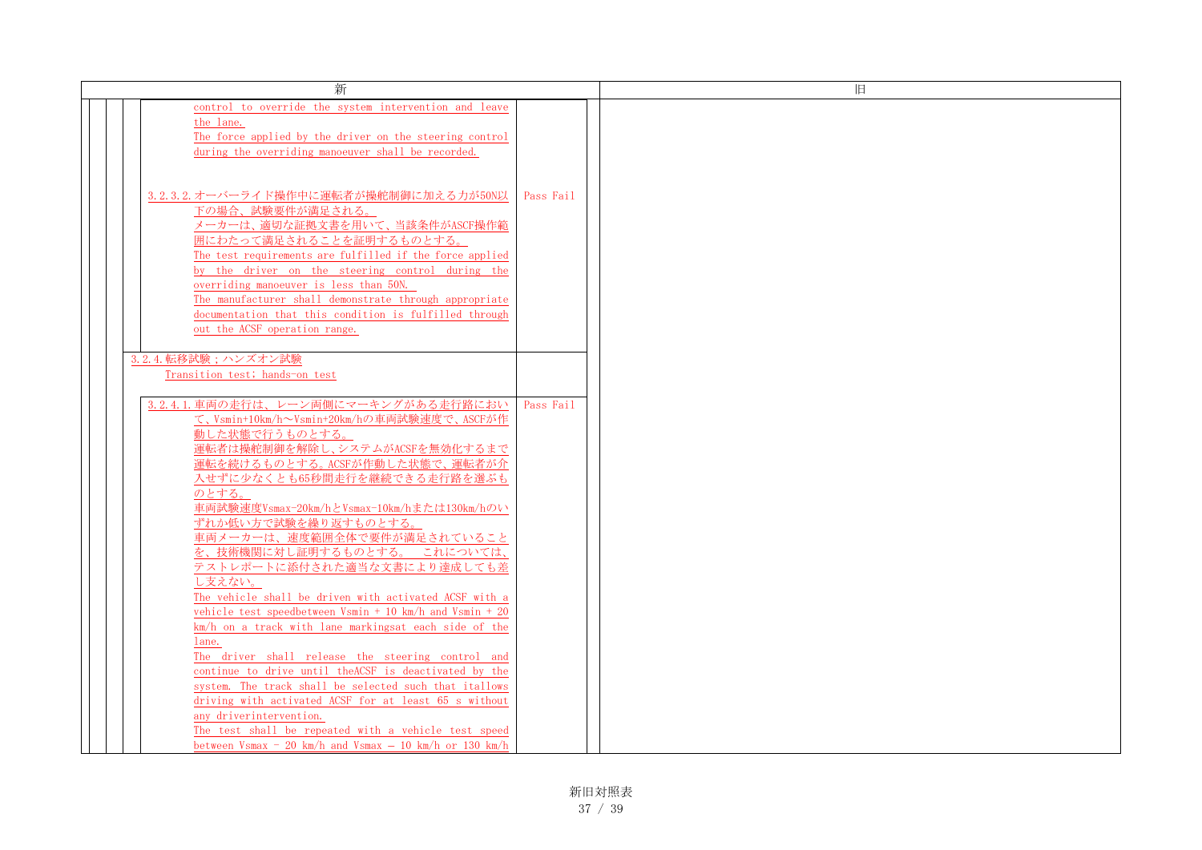| 新 | | 旧 |
|---|---|---|
| control to override the system intervention and leave the lane.<br>The force applied by the driver on the steering control during the overriding manoeuver shall be recorded. | | |
| 3.2.3.2. オーバーライド操作中に運転者が操舵制御に加える力が50N以下の場合、試験要件が満足される。<br>メーカーは、適切な証拠文書を用いて、当該条件がASCF操作範囲にわたって満足されることを証明するものとする。<br>The test requirements are fulfilled if the force applied by the driver on the steering control during the overriding manoeuver is less than 50N.<br>The manufacturer shall demonstrate through appropriate documentation that this condition is fulfilled through out the ACSF operation range. | Pass Fail | |
| 3.2.4. 転移試験；ハンズオン試験<br>Transition test; hands-on test | | |
| 3.2.4.1. 車両の走行は、レーン両側にマーキングがある走行路において、Vsmin+10km/h～Vsmin+20km/hの車両試験速度で、ASCFが作動した状態で行うものとする。<br>運転者は操舵制御を解除し、システムがACSFを無効化するまで運転を続けるものとする。ACSFが作動した状態で、運転者が介入せずに少なくとも65秒間走行を継続できる走行路を選ぶものとする。<br>車両試験速度Vsmax-20km/hとVsmax-10km/hまたは130km/hのいずれか低い方で試験を繰り返すものとする。<br>車両メーカーは、速度範囲全体で要件が満足されていることを、技術機関に対し証明するものとする。　これについては、テストレポートに添付された適当な文書により達成しても差し支えない。<br>The vehicle shall be driven with activated ACSF with a vehicle test speedbetween Vsmin + 10 km/h and Vsmin + 20 km/h on a track with lane markingsat each side of the lane.<br>The driver shall release the steering control and continue to drive until theACSF is deactivated by the system. The track shall be selected such that itallows driving with activated ACSF for at least 65 s without any driverintervention.<br>The test shall be repeated with a vehicle test speed between Vsmax - 20 km/h and Vsmax – 10 km/h or 130 km/h | Pass Fail | |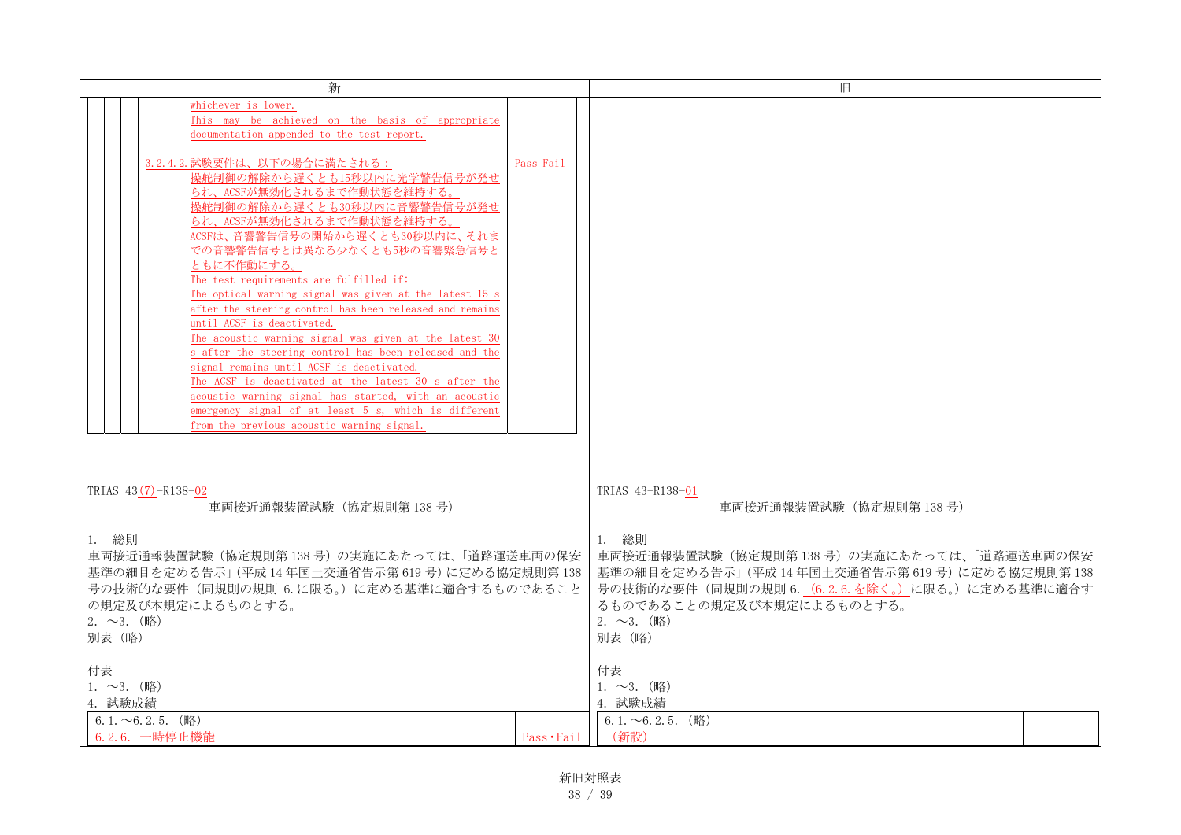| 新 | 旧 |
|---|---|
| whichever is lower.<br>This may be achieved on the basis of appropriate documentation appended to the test report.<br><br>3.2.4.2. 試験要件は、以下の場合に満たされる：<br>操舵制御の解除から遅くとも15秒以内に光学警告信号が発せられ、ACSFが無効化されるまで作動状態を維持する。<br>操舵制御の解除から遅くとも30秒以内に音響警告信号が発せられ、ACSFが無効化されるまで作動状態を維持する。<br>ACSFは、音響警告信号の開始から遅くとも30秒以内に、それまでの音響警告信号とは異なる少なくとも5秒の音響緊急信号とともに不作動にする。<br>The test requirements are fulfilled if:<br>The optical warning signal was given at the latest 15 s after the steering control has been released and remains until ACSF is deactivated.<br>The acoustic warning signal was given at the latest 30 s after the steering control has been released and the signal remains until ACSF is deactivated.<br>The ACSF is deactivated at the latest 30 s after the acoustic warning signal has started, with an acoustic emergency signal of at least 5 s, which is different from the previous acoustic warning signal. — Pass Fail | |

| 新 | 旧 |
|---|---|
| TRIAS 43(7)-R138-02<br>車両接近通報装置試験（協定規則第 138 号）<br><br>1. 総則<br>車両接近通報装置試験（協定規則第 138 号）の実施にあたっては、「道路運送車両の保安基準の細目を定める告示」（平成 14 年国土交通省告示第 619 号）に定める協定規則第 138 号の技術的な要件（同規則の規則 6. に限る。）に定める基準に適合するものであることの規定及び本規定によるものとする。<br>2. ～3.（略）<br>別表（略）<br><br>付表<br>1. ～3.（略）<br>4. 試験成績 | TRIAS 43-R138-01<br>車両接近通報装置試験（協定規則第 138 号）<br><br>1. 総則<br>車両接近通報装置試験（協定規則第 138 号）の実施にあたっては、「道路運送車両の保安基準の細目を定める告示」（平成 14 年国土交通省告示第 619 号）に定める協定規則第 138 号の技術的な要件（同規則の規則 6.（6.2.6. を除く。）に限る。）に定める基準に適合するものであることの規定及び本規定によるものとする。<br>2. ～3.（略）<br>別表（略）<br><br>付表<br>1. ～3.（略）<br>4. 試験成績 |

| 新 | | 旧 | |
|---|---|---|---|
| 6.1.～6.2.5.（略） | | 6.1.～6.2.5.（略） | |
| 6.2.6. 一時停止機能 | Pass・Fail | （新設） | |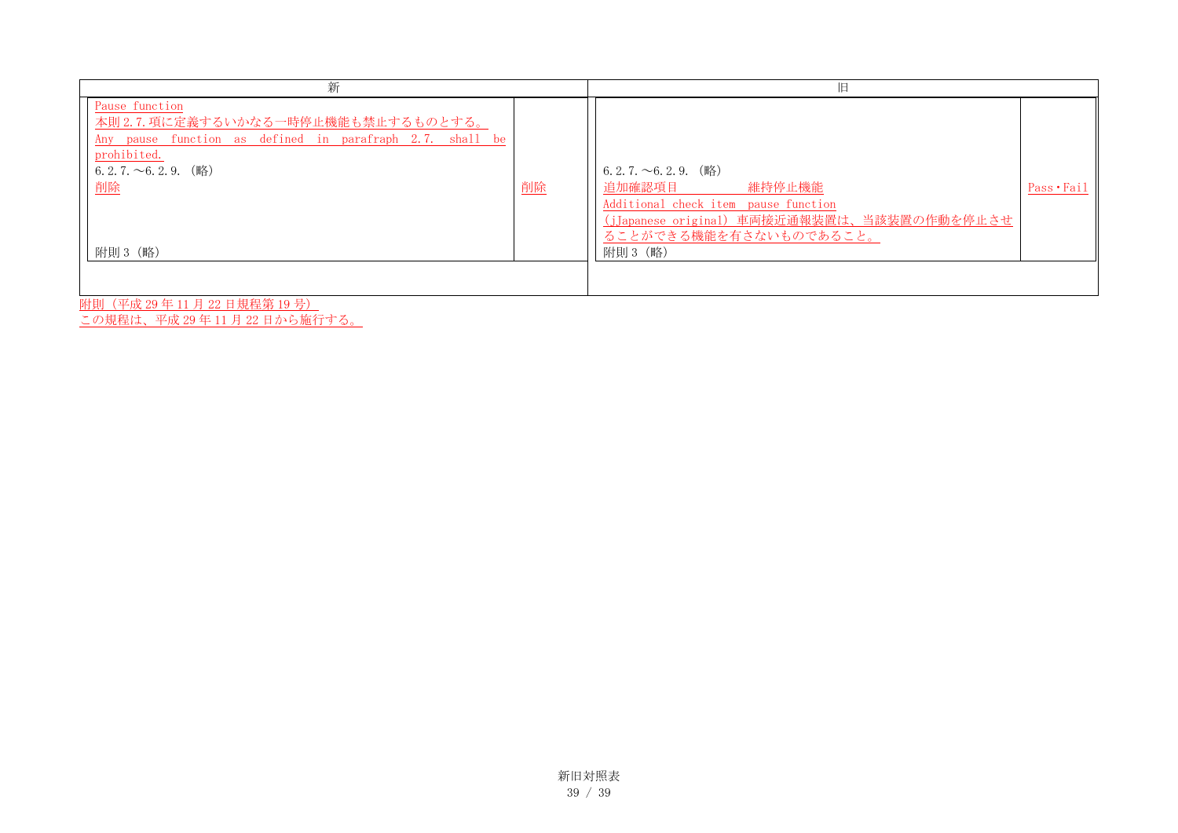| 新 | | 旧 | |
|---|---|---|---|
| Pause function<br>本則2.7.項に定義するいかなる一時停止機能も禁止するものとする。<br>Any pause function as defined in parafraph 2.7. shall be prohibited.<br>6.2.7.～6.2.9.（略）<br>削除<br><br>附則3（略） | 削除 | 6.2.7.～6.2.9.（略）<br>追加確認項目　　　　　維持停止機能<br>Additional check item　pause function<br>（jJapanese original）車両接近通報装置は、当該装置の作動を停止させることができる機能を有さないものであること。<br>附則3（略） | Pass・Fail |

附則（平成29年11月22日規程第19号）
この規程は、平成29年11月22日から施行する。